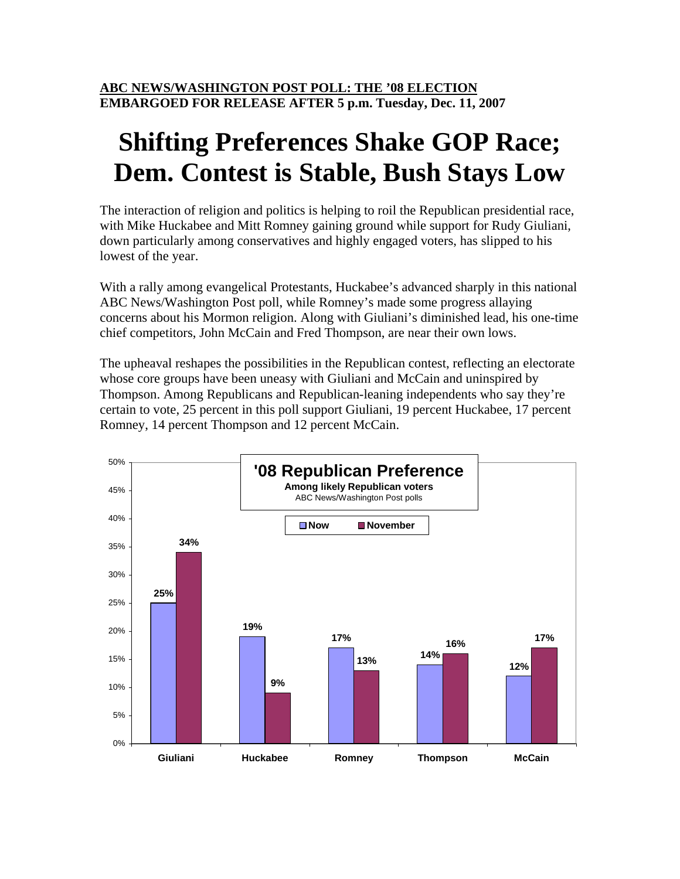**ABC NEWS/WASHINGTON POST POLL: THE '08 ELECTION**
**EMBARGOED FOR RELEASE AFTER 5 p.m. Tuesday, Dec. 11, 2007**

# Shifting Preferences Shake GOP Race; Dem. Contest is Stable, Bush Stays Low

The interaction of religion and politics is helping to roil the Republican presidential race, with Mike Huckabee and Mitt Romney gaining ground while support for Rudy Giuliani, down particularly among conservatives and highly engaged voters, has slipped to his lowest of the year.

With a rally among evangelical Protestants, Huckabee's advanced sharply in this national ABC News/Washington Post poll, while Romney's made some progress allaying concerns about his Mormon religion. Along with Giuliani's diminished lead, his one-time chief competitors, John McCain and Fred Thompson, are near their own lows.

The upheaval reshapes the possibilities in the Republican contest, reflecting an electorate whose core groups have been uneasy with Giuliani and McCain and uninspired by Thompson. Among Republicans and Republican-leaning independents who say they're certain to vote, 25 percent in this poll support Giuliani, 19 percent Huckabee, 17 percent Romney, 14 percent Thompson and 12 percent McCain.

**'08 Republican Preference**
**Among likely Republican voters**
ABC News/Washington Post polls

| | Now | November |
|---|---|---|
| Giuliani | 25% | 34% |
| Huckabee | 19% | 9% |
| Romney | 17% | 13% |
| Thompson | 14% | 16% |
| McCain | 12% | 17% |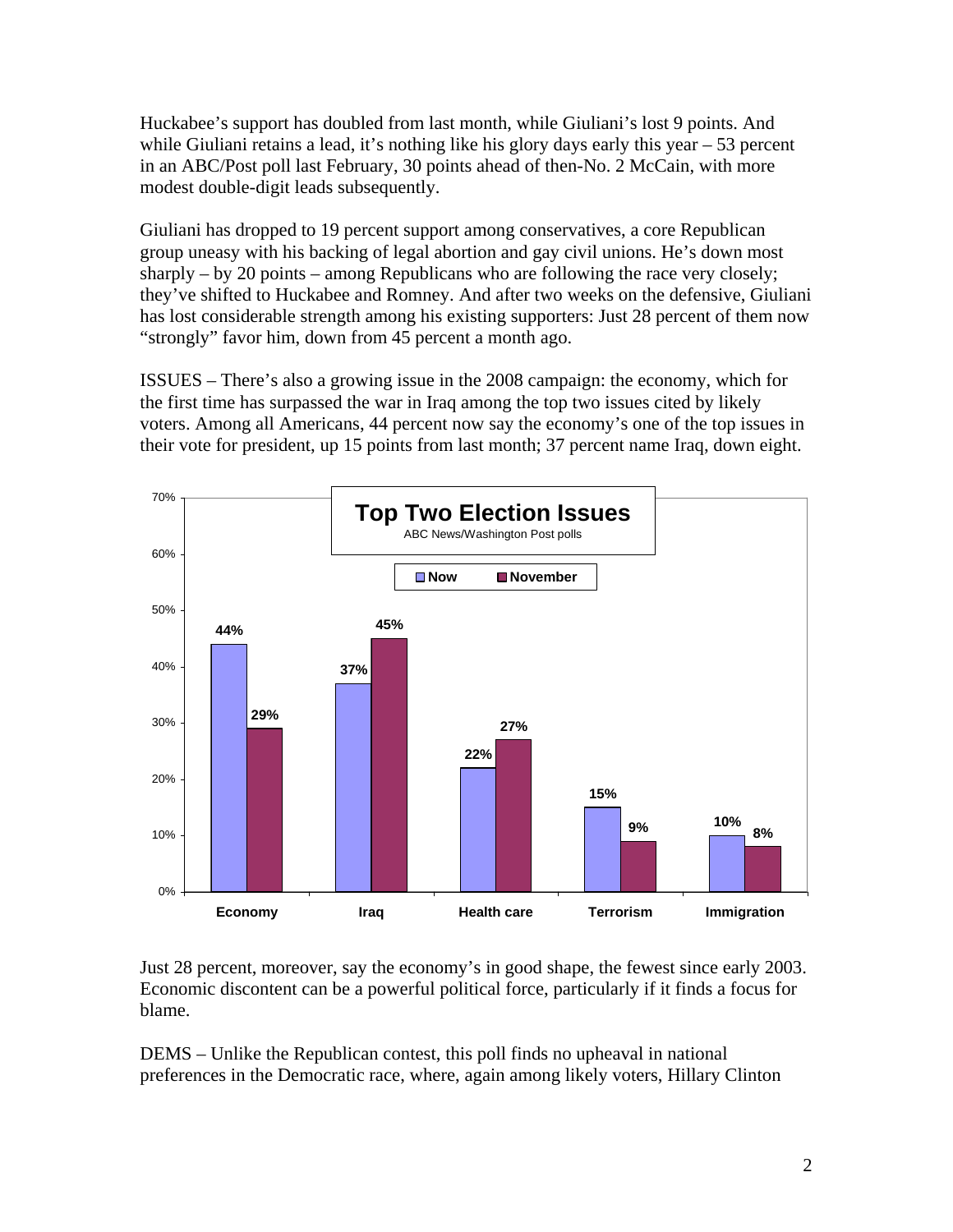Huckabee's support has doubled from last month, while Giuliani's lost 9 points. And while Giuliani retains a lead, it's nothing like his glory days early this year – 53 percent in an ABC/Post poll last February, 30 points ahead of then-No. 2 McCain, with more modest double-digit leads subsequently.

Giuliani has dropped to 19 percent support among conservatives, a core Republican group uneasy with his backing of legal abortion and gay civil unions. He's down most sharply – by 20 points – among Republicans who are following the race very closely; they've shifted to Huckabee and Romney. And after two weeks on the defensive, Giuliani has lost considerable strength among his existing supporters: Just 28 percent of them now "strongly" favor him, down from 45 percent a month ago.

ISSUES – There's also a growing issue in the 2008 campaign: the economy, which for the first time has surpassed the war in Iraq among the top two issues cited by likely voters. Among all Americans, 44 percent now say the economy's one of the top issues in their vote for president, up 15 points from last month; 37 percent name Iraq, down eight.

**Top Two Election Issues**
ABC News/Washington Post polls

| | Now | November |
|---|---|---|
| Economy | 44% | 29% |
| Iraq | 37% | 45% |
| Health care | 22% | 27% |
| Terrorism | 15% | 9% |
| Immigration | 10% | 8% |

Just 28 percent, moreover, say the economy's in good shape, the fewest since early 2003. Economic discontent can be a powerful political force, particularly if it finds a focus for blame.

DEMS – Unlike the Republican contest, this poll finds no upheaval in national preferences in the Democratic race, where, again among likely voters, Hillary Clinton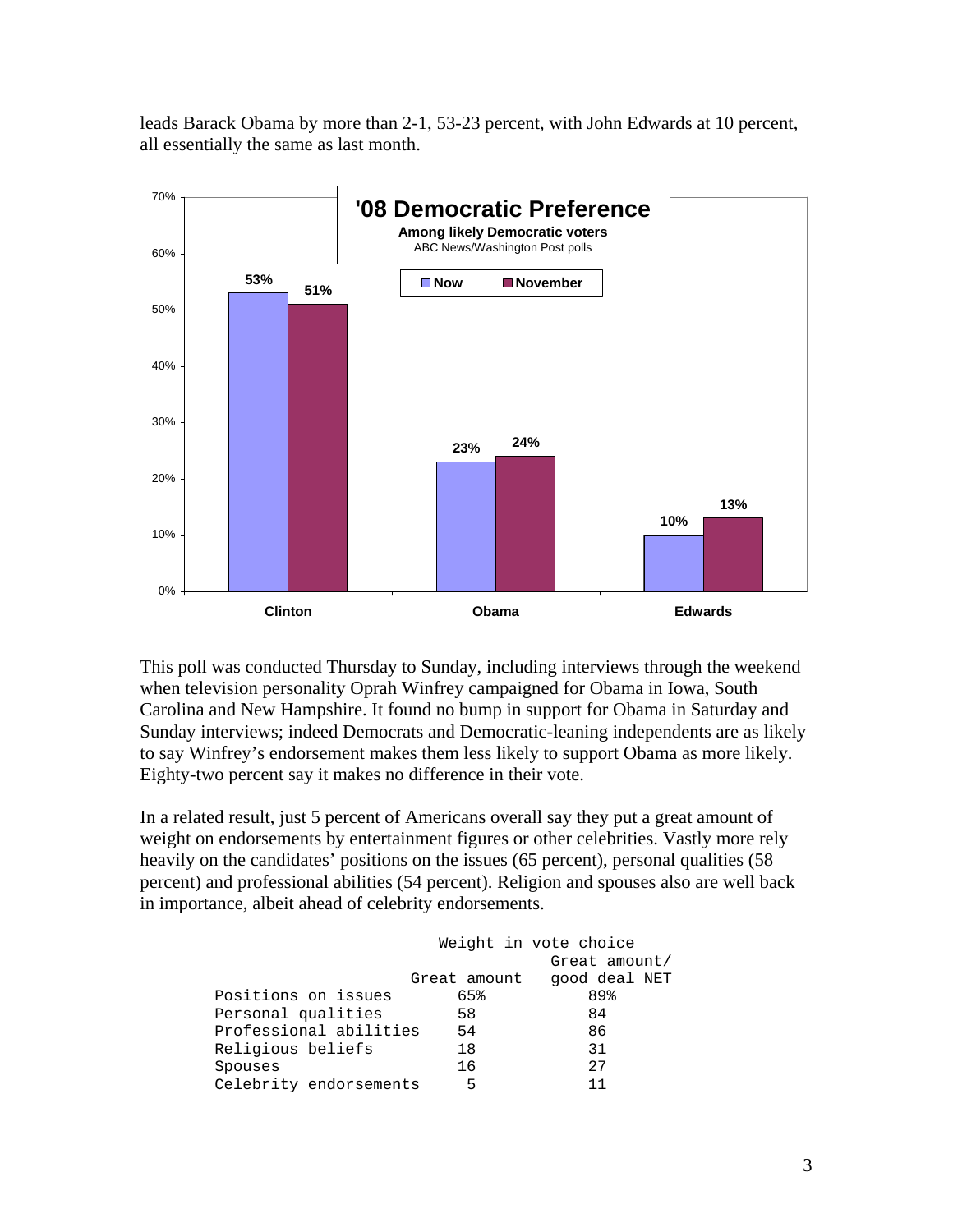leads Barack Obama by more than 2-1, 53-23 percent, with John Edwards at 10 percent, all essentially the same as last month.

**'08 Democratic Preference**
**Among likely Democratic voters**
ABC News/Washington Post polls

| | Now | November |
|---|---|---|
| Clinton | 53% | 51% |
| Obama | 23% | 24% |
| Edwards | 10% | 13% |

This poll was conducted Thursday to Sunday, including interviews through the weekend when television personality Oprah Winfrey campaigned for Obama in Iowa, South Carolina and New Hampshire. It found no bump in support for Obama in Saturday and Sunday interviews; indeed Democrats and Democratic-leaning independents are as likely to say Winfrey's endorsement makes them less likely to support Obama as more likely. Eighty-two percent say it makes no difference in their vote.

In a related result, just 5 percent of Americans overall say they put a great amount of weight on endorsements by entertainment figures or other celebrities. Vastly more rely heavily on the candidates' positions on the issues (65 percent), personal qualities (58 percent) and professional abilities (54 percent). Religion and spouses also are well back in importance, albeit ahead of celebrity endorsements.

| Weight in vote choice | Great amount | Great amount/ good deal NET |
|---|---|---|
| Positions on issues | 65% | 89% |
| Personal qualities | 58 | 84 |
| Professional abilities | 54 | 86 |
| Religious beliefs | 18 | 31 |
| Spouses | 16 | 27 |
| Celebrity endorsements | 5 | 11 |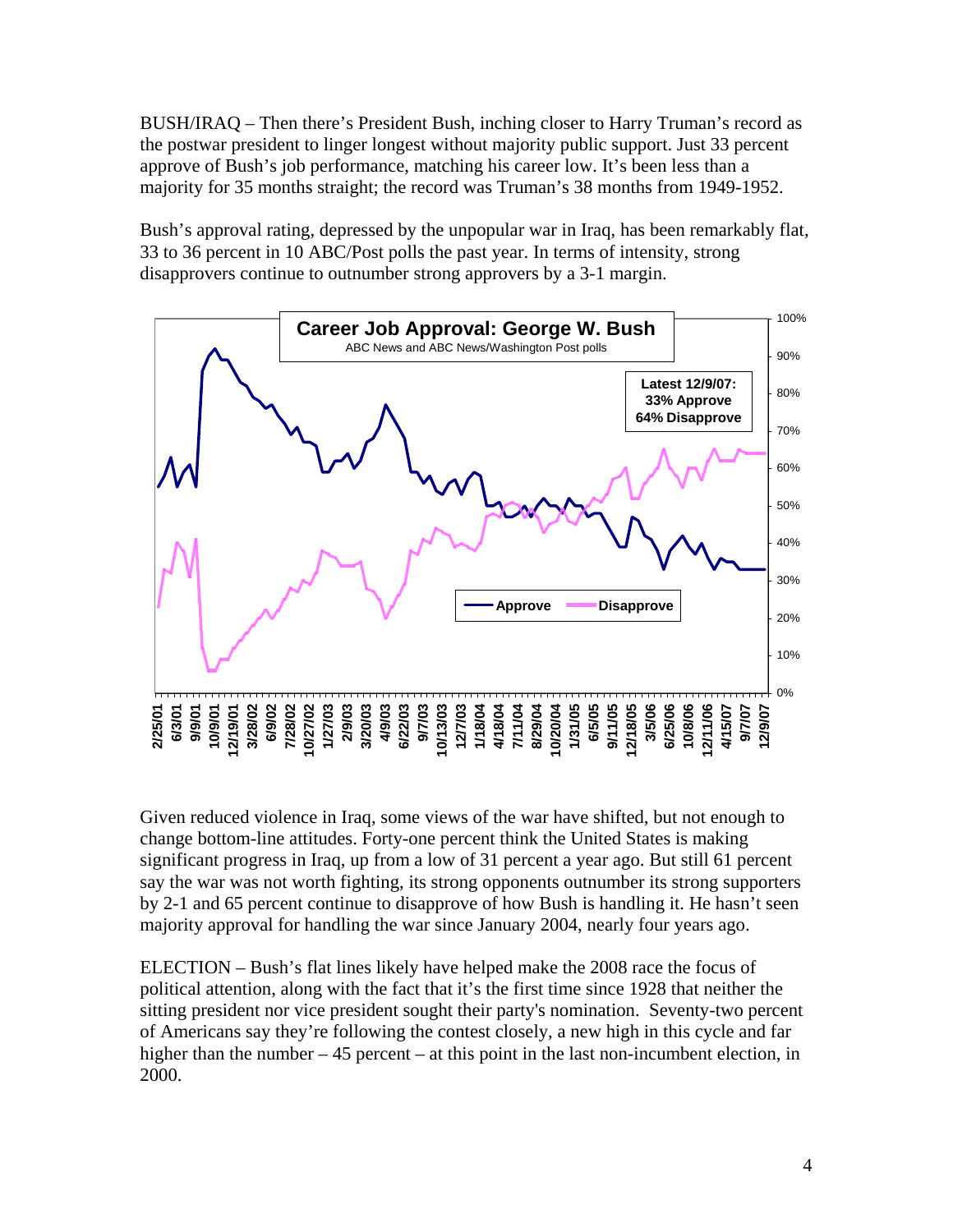BUSH/IRAQ – Then there's President Bush, inching closer to Harry Truman's record as the postwar president to linger longest without majority public support. Just 33 percent approve of Bush's job performance, matching his career low. It's been less than a majority for 35 months straight; the record was Truman's 38 months from 1949-1952.

Bush's approval rating, depressed by the unpopular war in Iraq, has been remarkably flat, 33 to 36 percent in 10 ABC/Post polls the past year. In terms of intensity, strong disapprovers continue to outnumber strong approvers by a 3-1 margin.

**Career Job Approval: George W. Bush**

ABC News and ABC News/Washington Post polls

**Latest 12/9/07: 33% Approve 64% Disapprove**

Given reduced violence in Iraq, some views of the war have shifted, but not enough to change bottom-line attitudes. Forty-one percent think the United States is making significant progress in Iraq, up from a low of 31 percent a year ago. But still 61 percent say the war was not worth fighting, its strong opponents outnumber its strong supporters by 2-1 and 65 percent continue to disapprove of how Bush is handling it. He hasn't seen majority approval for handling the war since January 2004, nearly four years ago.

ELECTION – Bush's flat lines likely have helped make the 2008 race the focus of political attention, along with the fact that it's the first time since 1928 that neither the sitting president nor vice president sought their party's nomination. Seventy-two percent of Americans say they're following the contest closely, a new high in this cycle and far higher than the number – 45 percent – at this point in the last non-incumbent election, in 2000.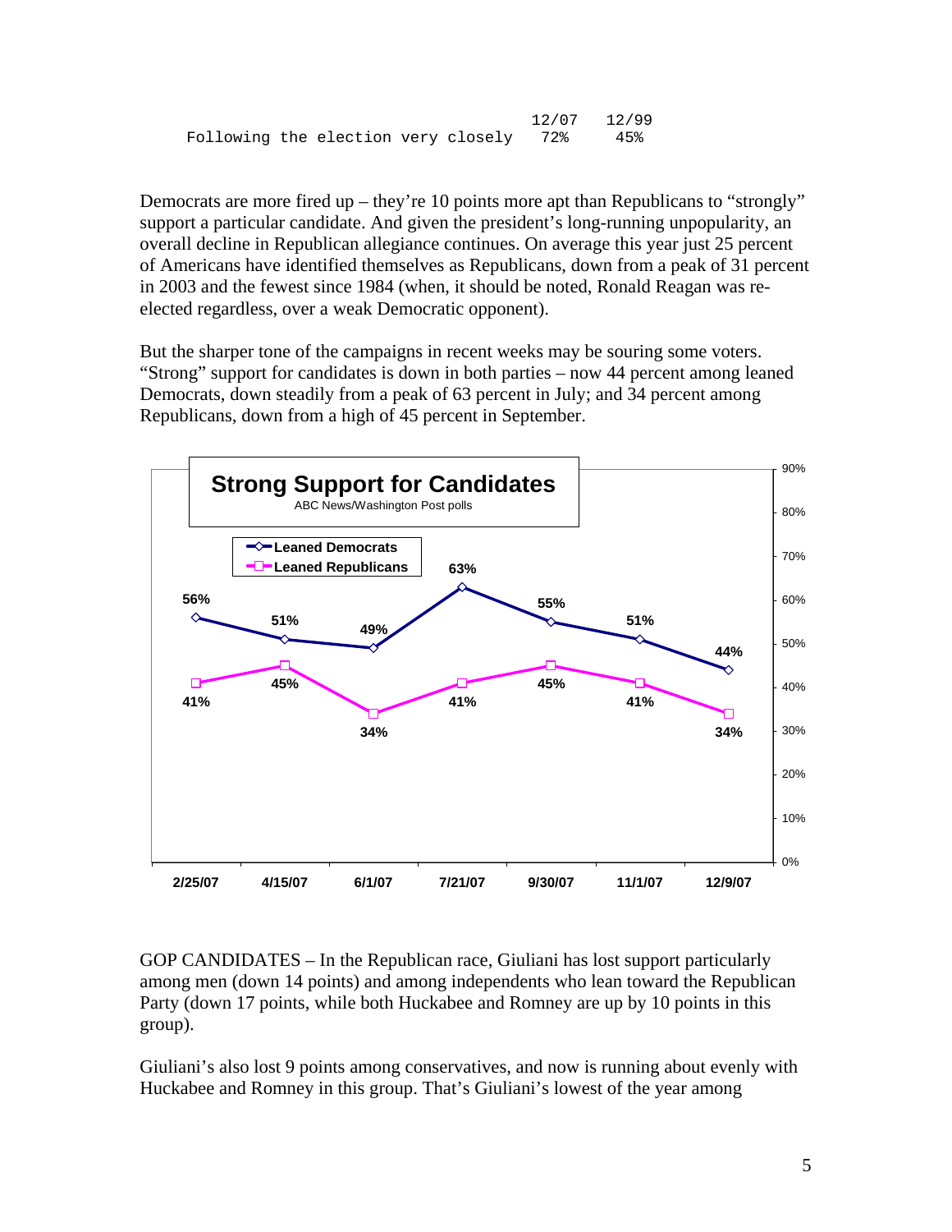| | 12/07 | 12/99 |
|---|---|---|
| Following the election very closely | 72% | 45% |

Democrats are more fired up – they're 10 points more apt than Republicans to "strongly" support a particular candidate. And given the president's long-running unpopularity, an overall decline in Republican allegiance continues. On average this year just 25 percent of Americans have identified themselves as Republicans, down from a peak of 31 percent in 2003 and the fewest since 1984 (when, it should be noted, Ronald Reagan was re-elected regardless, over a weak Democratic opponent).

But the sharper tone of the campaigns in recent weeks may be souring some voters. "Strong" support for candidates is down in both parties – now 44 percent among leaned Democrats, down steadily from a peak of 63 percent in July; and 34 percent among Republicans, down from a high of 45 percent in September.

**Strong Support for Candidates**
ABC News/Washington Post polls

| | 2/25/07 | 4/15/07 | 6/1/07 | 7/21/07 | 9/30/07 | 11/1/07 | 12/9/07 |
|---|---|---|---|---|---|---|---|
| Leaned Democrats | 56% | 51% | 49% | 63% | 55% | 51% | 44% |
| Leaned Republicans | 41% | 45% | 34% | 41% | 45% | 41% | 34% |

GOP CANDIDATES – In the Republican race, Giuliani has lost support particularly among men (down 14 points) and among independents who lean toward the Republican Party (down 17 points, while both Huckabee and Romney are up by 10 points in this group).

Giuliani's also lost 9 points among conservatives, and now is running about evenly with Huckabee and Romney in this group. That's Giuliani's lowest of the year among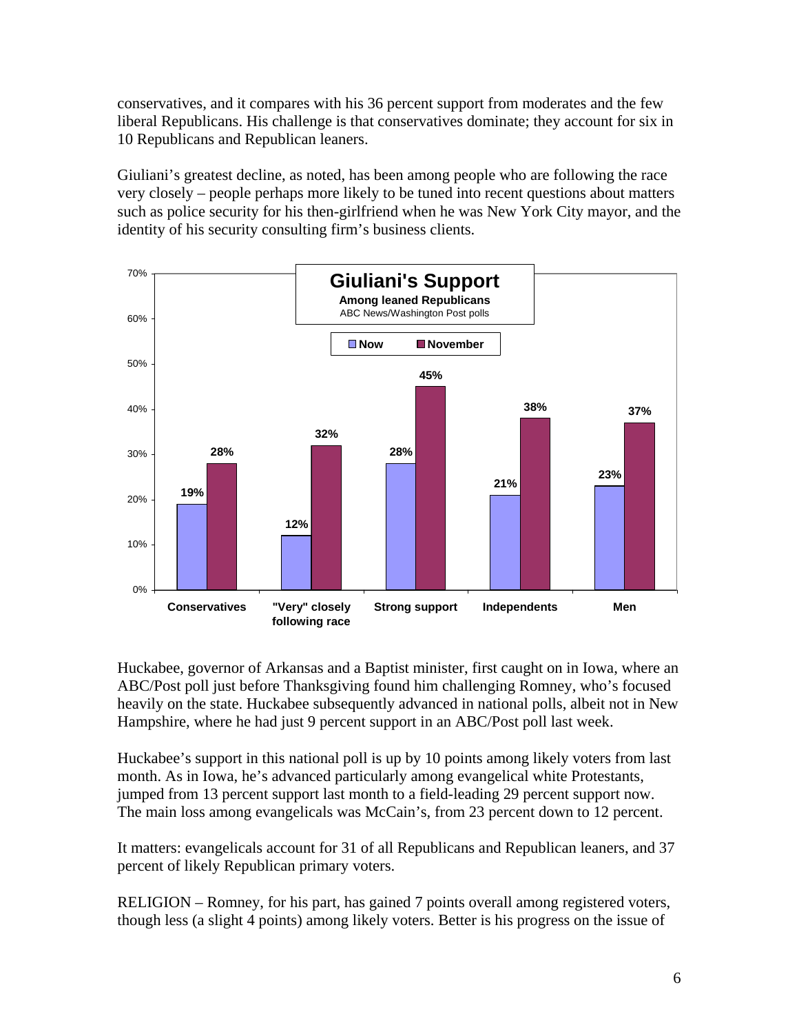conservatives, and it compares with his 36 percent support from moderates and the few liberal Republicans. His challenge is that conservatives dominate; they account for six in 10 Republicans and Republican leaners.

Giuliani's greatest decline, as noted, has been among people who are following the race very closely – people perhaps more likely to be tuned into recent questions about matters such as police security for his then-girlfriend when he was New York City mayor, and the identity of his security consulting firm's business clients.

**Giuliani's Support**

**Among leaned Republicans**

ABC News/Washington Post polls

| | Now | November |
|---|---|---|
| Conservatives | 19% | 28% |
| "Very" closely following race | 12% | 32% |
| Strong support | 28% | 45% |
| Independents | 21% | 38% |
| Men | 23% | 37% |

Huckabee, governor of Arkansas and a Baptist minister, first caught on in Iowa, where an ABC/Post poll just before Thanksgiving found him challenging Romney, who's focused heavily on the state. Huckabee subsequently advanced in national polls, albeit not in New Hampshire, where he had just 9 percent support in an ABC/Post poll last week.

Huckabee's support in this national poll is up by 10 points among likely voters from last month. As in Iowa, he's advanced particularly among evangelical white Protestants, jumped from 13 percent support last month to a field-leading 29 percent support now. The main loss among evangelicals was McCain's, from 23 percent down to 12 percent.

It matters: evangelicals account for 31 of all Republicans and Republican leaners, and 37 percent of likely Republican primary voters.

RELIGION – Romney, for his part, has gained 7 points overall among registered voters, though less (a slight 4 points) among likely voters. Better is his progress on the issue of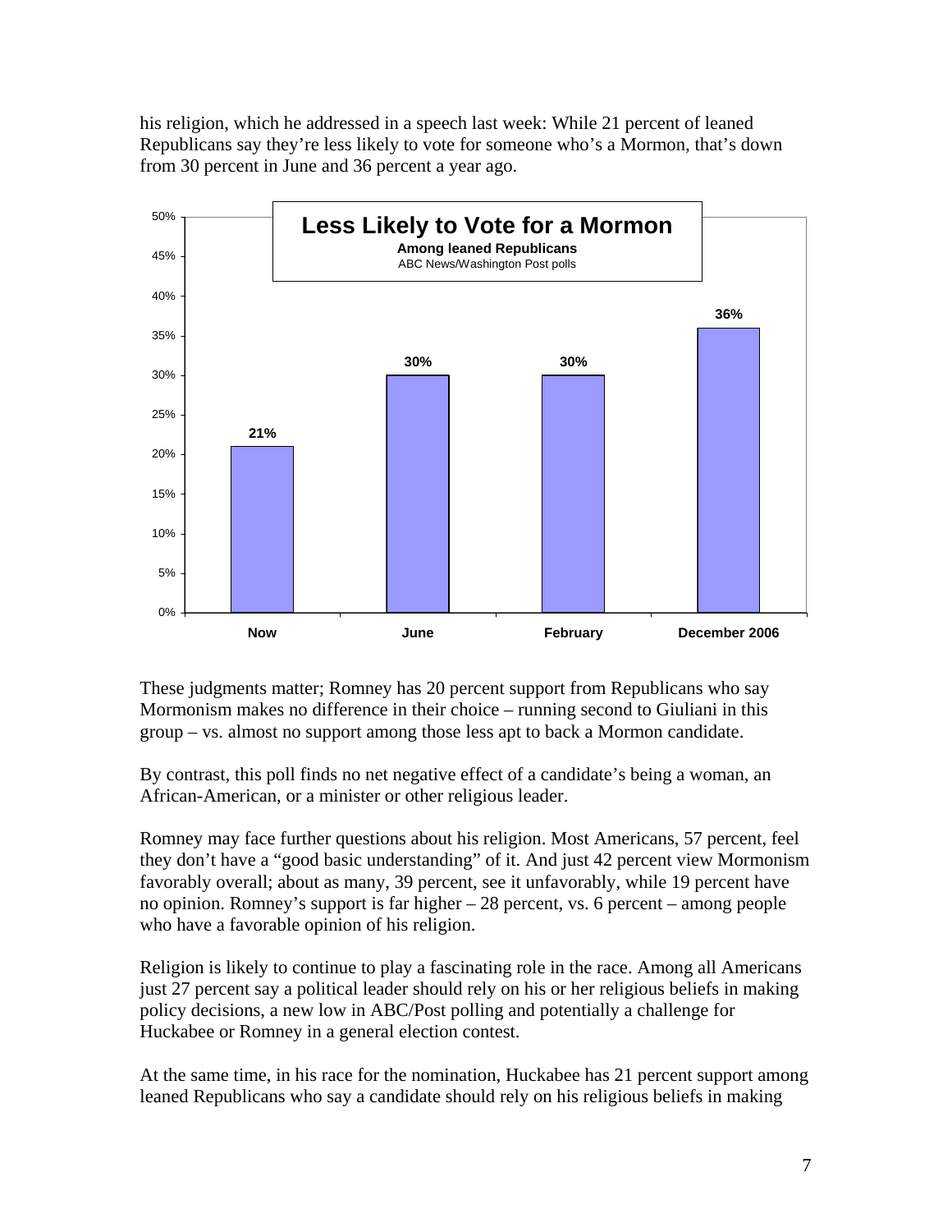his religion, which he addressed in a speech last week: While 21 percent of leaned Republicans say they're less likely to vote for someone who's a Mormon, that's down from 30 percent in June and 36 percent a year ago.

**Less Likely to Vote for a Mormon**
**Among leaned Republicans**
ABC News/Washington Post polls

| | Now | June | February | December 2006 |
|---|---|---|---|---|
| Less likely to vote for a Mormon | 21% | 30% | 30% | 36% |

These judgments matter; Romney has 20 percent support from Republicans who say Mormonism makes no difference in their choice – running second to Giuliani in this group – vs. almost no support among those less apt to back a Mormon candidate.

By contrast, this poll finds no net negative effect of a candidate's being a woman, an African-American, or a minister or other religious leader.

Romney may face further questions about his religion. Most Americans, 57 percent, feel they don't have a "good basic understanding" of it. And just 42 percent view Mormonism favorably overall; about as many, 39 percent, see it unfavorably, while 19 percent have no opinion. Romney's support is far higher – 28 percent, vs. 6 percent – among people who have a favorable opinion of his religion.

Religion is likely to continue to play a fascinating role in the race. Among all Americans just 27 percent say a political leader should rely on his or her religious beliefs in making policy decisions, a new low in ABC/Post polling and potentially a challenge for Huckabee or Romney in a general election contest.

At the same time, in his race for the nomination, Huckabee has 21 percent support among leaned Republicans who say a candidate should rely on his religious beliefs in making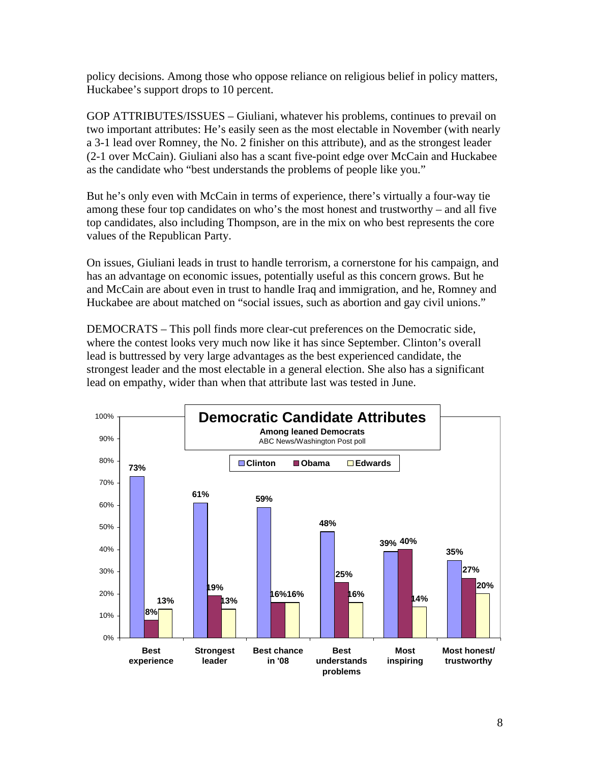policy decisions. Among those who oppose reliance on religious belief in policy matters, Huckabee's support drops to 10 percent.

GOP ATTRIBUTES/ISSUES – Giuliani, whatever his problems, continues to prevail on two important attributes: He's easily seen as the most electable in November (with nearly a 3-1 lead over Romney, the No. 2 finisher on this attribute), and as the strongest leader (2-1 over McCain). Giuliani also has a scant five-point edge over McCain and Huckabee as the candidate who "best understands the problems of people like you."

But he's only even with McCain in terms of experience, there's virtually a four-way tie among these four top candidates on who's the most honest and trustworthy – and all five top candidates, also including Thompson, are in the mix on who best represents the core values of the Republican Party.

On issues, Giuliani leads in trust to handle terrorism, a cornerstone for his campaign, and has an advantage on economic issues, potentially useful as this concern grows. But he and McCain are about even in trust to handle Iraq and immigration, and he, Romney and Huckabee are about matched on "social issues, such as abortion and gay civil unions."

DEMOCRATS – This poll finds more clear-cut preferences on the Democratic side, where the contest looks very much now like it has since September. Clinton's overall lead is buttressed by very large advantages as the best experienced candidate, the strongest leader and the most electable in a general election. She also has a significant lead on empathy, wider than when that attribute last was tested in June.

**Democratic Candidate Attributes**
**Among leaned Democrats**
ABC News/Washington Post poll

| | Clinton | Obama | Edwards |
|---|---|---|---|
| Best experience | 73% | 8% | 13% |
| Strongest leader | 61% | 19% | 13% |
| Best chance in '08 | 59% | 16% | 16% |
| Best understands problems | 48% | 25% | 16% |
| Most inspiring | 39% | 40% | 14% |
| Most honest/ trustworthy | 35% | 27% | 20% |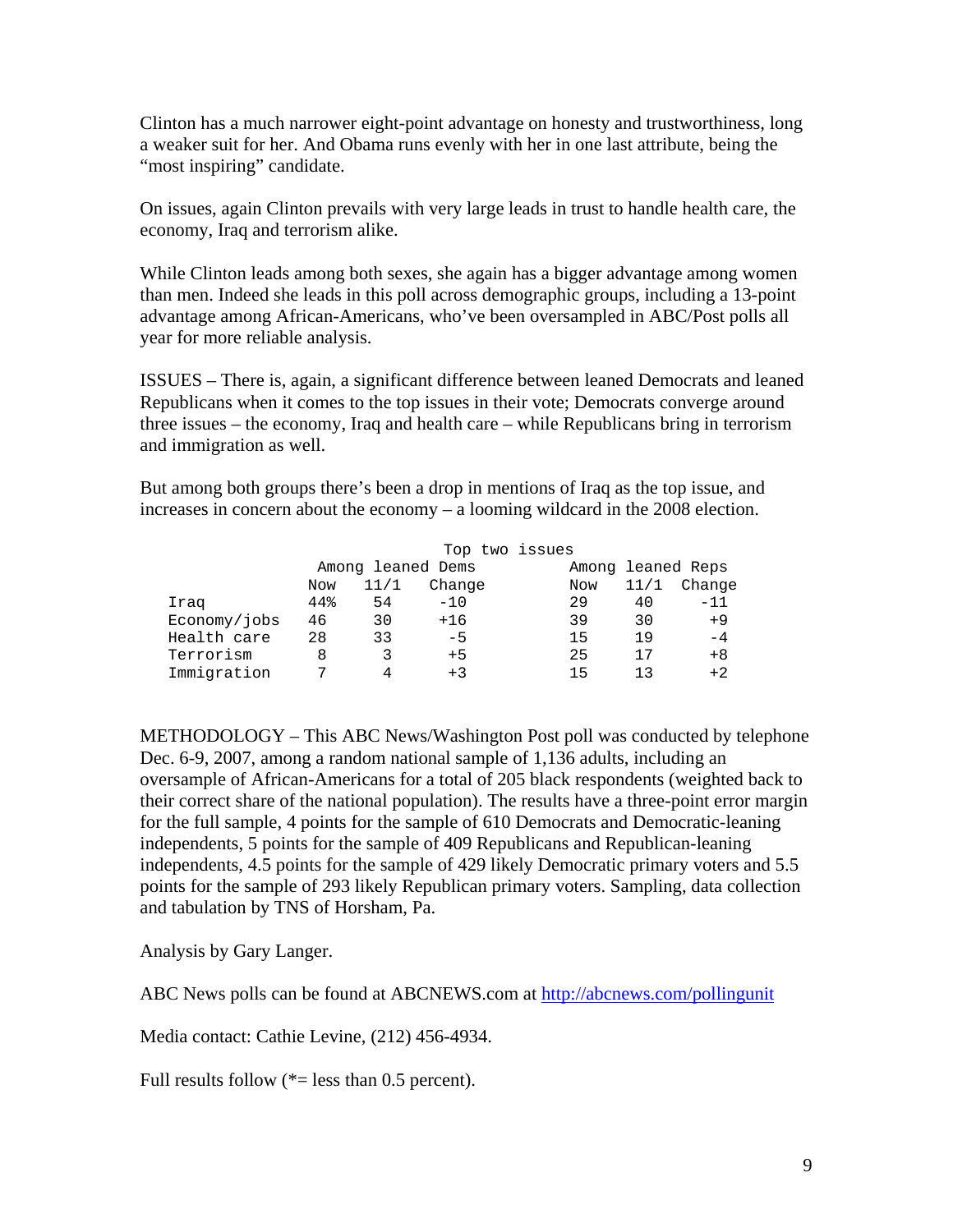Clinton has a much narrower eight-point advantage on honesty and trustworthiness, long a weaker suit for her. And Obama runs evenly with her in one last attribute, being the "most inspiring" candidate.

On issues, again Clinton prevails with very large leads in trust to handle health care, the economy, Iraq and terrorism alike.

While Clinton leads among both sexes, she again has a bigger advantage among women than men. Indeed she leads in this poll across demographic groups, including a 13-point advantage among African-Americans, who've been oversampled in ABC/Post polls all year for more reliable analysis.

ISSUES – There is, again, a significant difference between leaned Democrats and leaned Republicans when it comes to the top issues in their vote; Democrats converge around three issues – the economy, Iraq and health care – while Republicans bring in terrorism and immigration as well.

But among both groups there's been a drop in mentions of Iraq as the top issue, and increases in concern about the economy – a looming wildcard in the 2008 election.

| Top two issues | Among leaned Dems | | | Among leaned Reps | | |
|---|---|---|---|---|---|---|
| | Now | 11/1 | Change | Now | 11/1 | Change |
| Iraq | 44% | 54 | -10 | 29 | 40 | -11 |
| Economy/jobs | 46 | 30 | +16 | 39 | 30 | +9 |
| Health care | 28 | 33 | -5 | 15 | 19 | -4 |
| Terrorism | 8 | 3 | +5 | 25 | 17 | +8 |
| Immigration | 7 | 4 | +3 | 15 | 13 | +2 |

METHODOLOGY – This ABC News/Washington Post poll was conducted by telephone Dec. 6-9, 2007, among a random national sample of 1,136 adults, including an oversample of African-Americans for a total of 205 black respondents (weighted back to their correct share of the national population). The results have a three-point error margin for the full sample, 4 points for the sample of 610 Democrats and Democratic-leaning independents, 5 points for the sample of 409 Republicans and Republican-leaning independents, 4.5 points for the sample of 429 likely Democratic primary voters and 5.5 points for the sample of 293 likely Republican primary voters. Sampling, data collection and tabulation by TNS of Horsham, Pa.

Analysis by Gary Langer.

ABC News polls can be found at ABCNEWS.com at http://abcnews.com/pollingunit

Media contact: Cathie Levine, (212) 456-4934.

Full results follow (*= less than 0.5 percent).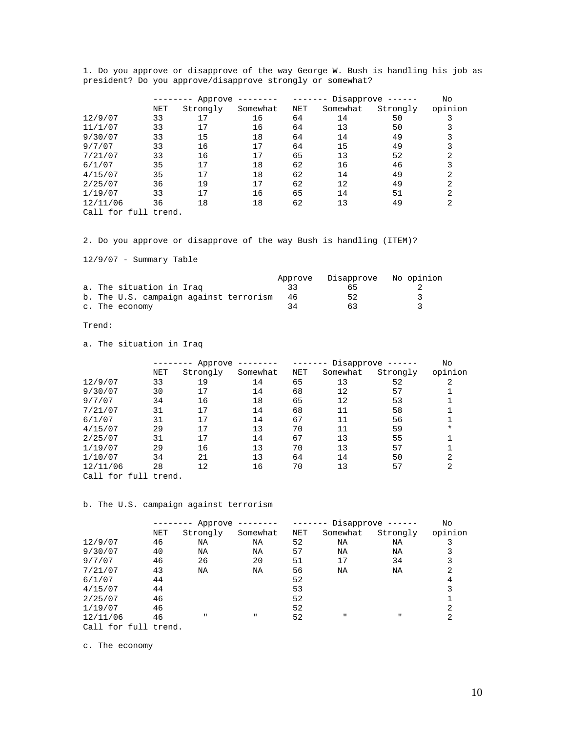1. Do you approve or disapprove of the way George W. Bush is handling his job as president? Do you approve/disapprove strongly or somewhat?

| | -------- Approve -------- | | | ------- Disapprove ------ | | | No |
|---|---|---|---|---|---|---|---|
| | NET | Strongly | Somewhat | NET | Somewhat | Strongly | opinion |
| 12/9/07 | 33 | 17 | 16 | 64 | 14 | 50 | 3 |
| 11/1/07 | 33 | 17 | 16 | 64 | 13 | 50 | 3 |
| 9/30/07 | 33 | 15 | 18 | 64 | 14 | 49 | 3 |
| 9/7/07 | 33 | 16 | 17 | 64 | 15 | 49 | 3 |
| 7/21/07 | 33 | 16 | 17 | 65 | 13 | 52 | 2 |
| 6/1/07 | 35 | 17 | 18 | 62 | 16 | 46 | 3 |
| 4/15/07 | 35 | 17 | 18 | 62 | 14 | 49 | 2 |
| 2/25/07 | 36 | 19 | 17 | 62 | 12 | 49 | 2 |
| 1/19/07 | 33 | 17 | 16 | 65 | 14 | 51 | 2 |
| 12/11/06 | 36 | 18 | 18 | 62 | 13 | 49 | 2 |

Call for full trend.

2. Do you approve or disapprove of the way Bush is handling (ITEM)?

12/9/07 - Summary Table

| | Approve | Disapprove | No opinion |
|---|---|---|---|
| a. The situation in Iraq | 33 | 65 | 2 |
| b. The U.S. campaign against terrorism | 46 | 52 | 3 |
| c. The economy | 34 | 63 | 3 |

Trend:

a. The situation in Iraq

| | -------- Approve -------- | | | ------- Disapprove ------ | | | No |
|---|---|---|---|---|---|---|---|
| | NET | Strongly | Somewhat | NET | Somewhat | Strongly | opinion |
| 12/9/07 | 33 | 19 | 14 | 65 | 13 | 52 | 2 |
| 9/30/07 | 30 | 17 | 14 | 68 | 12 | 57 | 1 |
| 9/7/07 | 34 | 16 | 18 | 65 | 12 | 53 | 1 |
| 7/21/07 | 31 | 17 | 14 | 68 | 11 | 58 | 1 |
| 6/1/07 | 31 | 17 | 14 | 67 | 11 | 56 | 1 |
| 4/15/07 | 29 | 17 | 13 | 70 | 11 | 59 | * |
| 2/25/07 | 31 | 17 | 14 | 67 | 13 | 55 | 1 |
| 1/19/07 | 29 | 16 | 13 | 70 | 13 | 57 | 1 |
| 1/10/07 | 34 | 21 | 13 | 64 | 14 | 50 | 2 |
| 12/11/06 | 28 | 12 | 16 | 70 | 13 | 57 | 2 |

Call for full trend.

b. The U.S. campaign against terrorism

| | -------- Approve -------- | | | ------- Disapprove ------ | | | No |
|---|---|---|---|---|---|---|---|
| | NET | Strongly | Somewhat | NET | Somewhat | Strongly | opinion |
| 12/9/07 | 46 | NA | NA | 52 | NA | NA | 3 |
| 9/30/07 | 40 | NA | NA | 57 | NA | NA | 3 |
| 9/7/07 | 46 | 26 | 20 | 51 | 17 | 34 | 3 |
| 7/21/07 | 43 | NA | NA | 56 | NA | NA | 2 |
| 6/1/07 | 44 | | | 52 | | | 4 |
| 4/15/07 | 44 | | | 53 | | | 3 |
| 2/25/07 | 46 | | | 52 | | | 1 |
| 1/19/07 | 46 | | | 52 | | | 2 |
| 12/11/06 | 46 | " | " | 52 | " | " | 2 |

Call for full trend.

c. The economy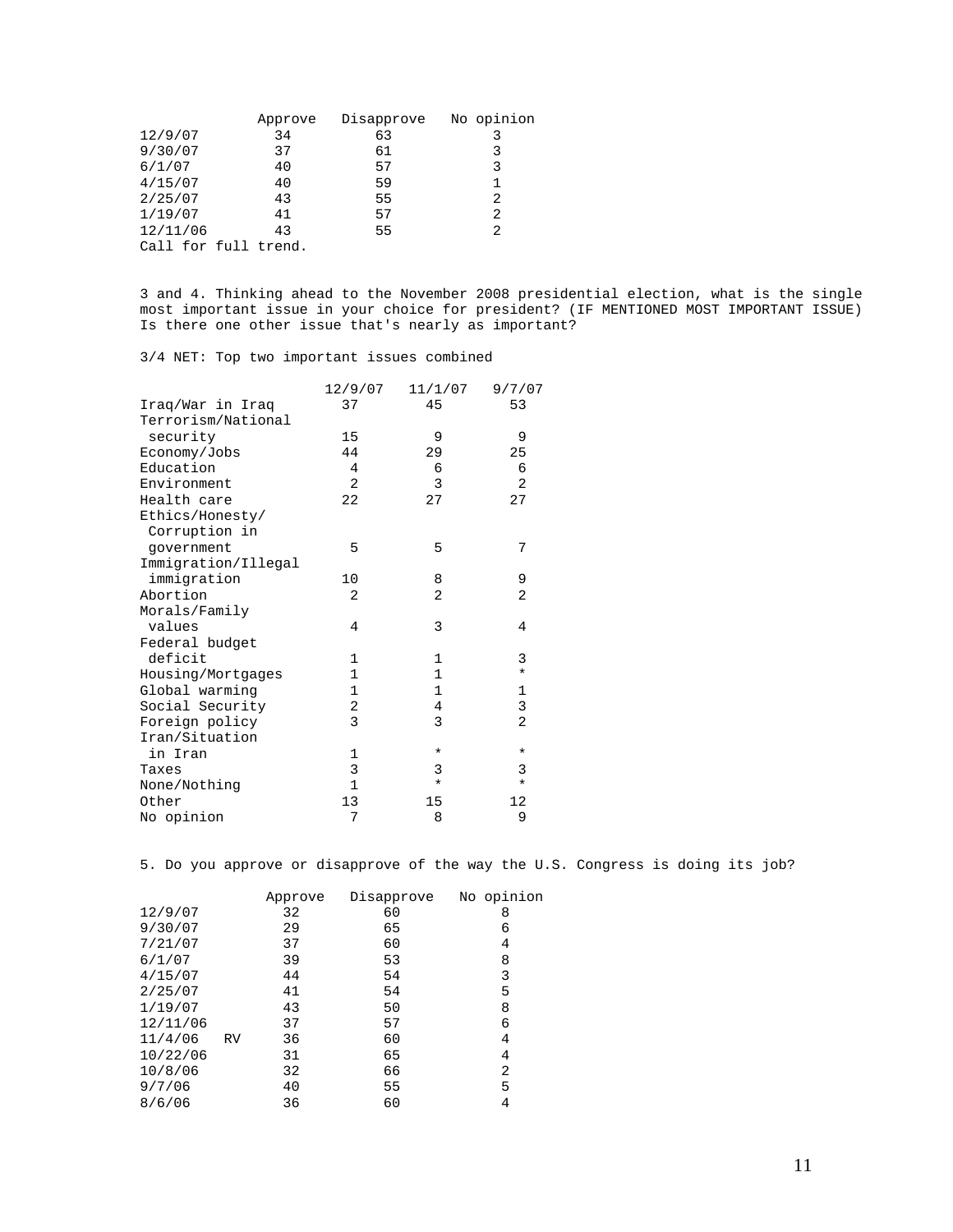| | Approve | Disapprove | No opinion |
|---|---|---|---|
| 12/9/07 | 34 | 63 | 3 |
| 9/30/07 | 37 | 61 | 3 |
| 6/1/07 | 40 | 57 | 3 |
| 4/15/07 | 40 | 59 | 1 |
| 2/25/07 | 43 | 55 | 2 |
| 1/19/07 | 41 | 57 | 2 |
| 12/11/06 | 43 | 55 | 2 |

Call for full trend.

3 and 4. Thinking ahead to the November 2008 presidential election, what is the single most important issue in your choice for president? (IF MENTIONED MOST IMPORTANT ISSUE) Is there one other issue that's nearly as important?

3/4 NET: Top two important issues combined

| | 12/9/07 | 11/1/07 | 9/7/07 |
|---|---|---|---|
| Iraq/War in Iraq | 37 | 45 | 53 |
| Terrorism/National security | 15 | 9 | 9 |
| Economy/Jobs | 44 | 29 | 25 |
| Education | 4 | 6 | 6 |
| Environment | 2 | 3 | 2 |
| Health care | 22 | 27 | 27 |
| Ethics/Honesty/ Corruption in government | 5 | 5 | 7 |
| Immigration/Illegal immigration | 10 | 8 | 9 |
| Abortion | 2 | 2 | 2 |
| Morals/Family values | 4 | 3 | 4 |
| Federal budget deficit | 1 | 1 | 3 |
| Housing/Mortgages | 1 | 1 | * |
| Global warming | 1 | 1 | 1 |
| Social Security | 2 | 4 | 3 |
| Foreign policy | 3 | 3 | 2 |
| Iran/Situation in Iran | 1 | * | * |
| Taxes | 3 | 3 | 3 |
| None/Nothing | 1 | * | * |
| Other | 13 | 15 | 12 |
| No opinion | 7 | 8 | 9 |

5. Do you approve or disapprove of the way the U.S. Congress is doing its job?

| | Approve | Disapprove | No opinion |
|---|---|---|---|
| 12/9/07 | 32 | 60 | 8 |
| 9/30/07 | 29 | 65 | 6 |
| 7/21/07 | 37 | 60 | 4 |
| 6/1/07 | 39 | 53 | 8 |
| 4/15/07 | 44 | 54 | 3 |
| 2/25/07 | 41 | 54 | 5 |
| 1/19/07 | 43 | 50 | 8 |
| 12/11/06 | 37 | 57 | 6 |
| 11/4/06 RV | 36 | 60 | 4 |
| 10/22/06 | 31 | 65 | 4 |
| 10/8/06 | 32 | 66 | 2 |
| 9/7/06 | 40 | 55 | 5 |
| 8/6/06 | 36 | 60 | 4 |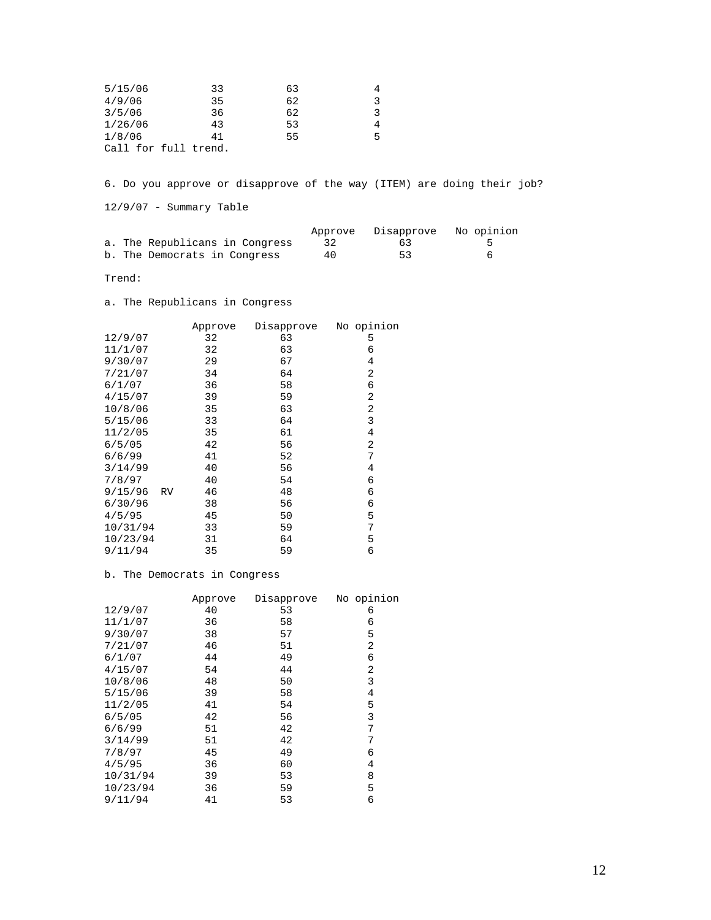| | | | |
|---|---|---|---|
| 5/15/06 | 33 | 63 | 4 |
| 4/9/06 | 35 | 62 | 3 |
| 3/5/06 | 36 | 62 | 3 |
| 1/26/06 | 43 | 53 | 4 |
| 1/8/06 | 41 | 55 | 5 |

Call for full trend.

6. Do you approve or disapprove of the way (ITEM) are doing their job?

12/9/07 - Summary Table

| | Approve | Disapprove | No opinion |
|---|---|---|---|
| a. The Republicans in Congress | 32 | 63 | 5 |
| b. The Democrats in Congress | 40 | 53 | 6 |

Trend:

a. The Republicans in Congress

| | Approve | Disapprove | No opinion |
|---|---|---|---|
| 12/9/07 | 32 | 63 | 5 |
| 11/1/07 | 32 | 63 | 6 |
| 9/30/07 | 29 | 67 | 4 |
| 7/21/07 | 34 | 64 | 2 |
| 6/1/07 | 36 | 58 | 6 |
| 4/15/07 | 39 | 59 | 2 |
| 10/8/06 | 35 | 63 | 2 |
| 5/15/06 | 33 | 64 | 3 |
| 11/2/05 | 35 | 61 | 4 |
| 6/5/05 | 42 | 56 | 2 |
| 6/6/99 | 41 | 52 | 7 |
| 3/14/99 | 40 | 56 | 4 |
| 7/8/97 | 40 | 54 | 6 |
| 9/15/96 RV | 46 | 48 | 6 |
| 6/30/96 | 38 | 56 | 6 |
| 4/5/95 | 45 | 50 | 5 |
| 10/31/94 | 33 | 59 | 7 |
| 10/23/94 | 31 | 64 | 5 |
| 9/11/94 | 35 | 59 | 6 |

b. The Democrats in Congress

| | Approve | Disapprove | No opinion |
|---|---|---|---|
| 12/9/07 | 40 | 53 | 6 |
| 11/1/07 | 36 | 58 | 6 |
| 9/30/07 | 38 | 57 | 5 |
| 7/21/07 | 46 | 51 | 2 |
| 6/1/07 | 44 | 49 | 6 |
| 4/15/07 | 54 | 44 | 2 |
| 10/8/06 | 48 | 50 | 3 |
| 5/15/06 | 39 | 58 | 4 |
| 11/2/05 | 41 | 54 | 5 |
| 6/5/05 | 42 | 56 | 3 |
| 6/6/99 | 51 | 42 | 7 |
| 3/14/99 | 51 | 42 | 7 |
| 7/8/97 | 45 | 49 | 6 |
| 4/5/95 | 36 | 60 | 4 |
| 10/31/94 | 39 | 53 | 8 |
| 10/23/94 | 36 | 59 | 5 |
| 9/11/94 | 41 | 53 | 6 |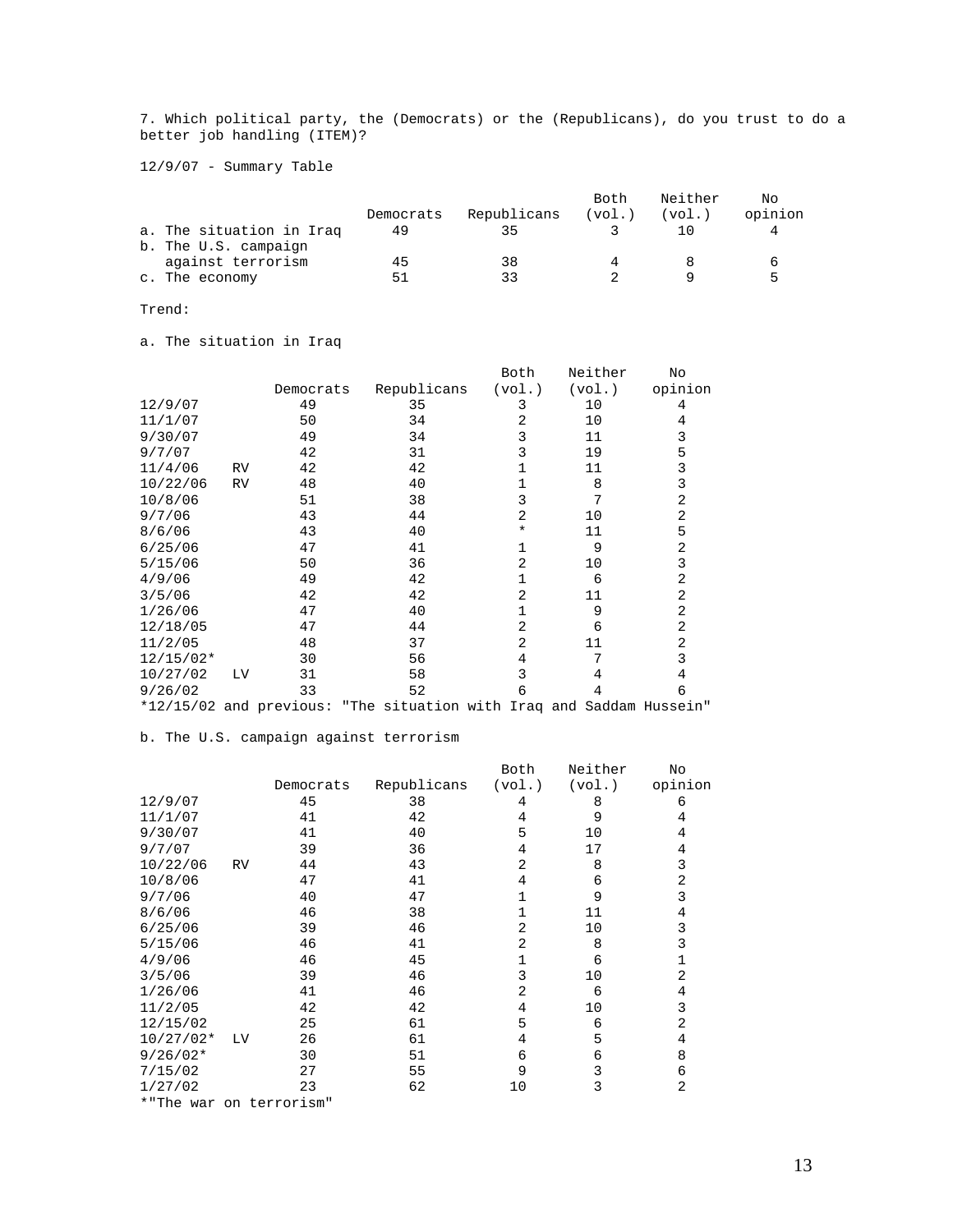7. Which political party, the (Democrats) or the (Republicans), do you trust to do a better job handling (ITEM)?

12/9/07 - Summary Table

| | Democrats | Republicans | Both (vol.) | Neither (vol.) | No opinion |
|---|---|---|---|---|---|
| a. The situation in Iraq | 49 | 35 | 3 | 10 | 4 |
| b. The U.S. campaign against terrorism | 45 | 38 | 4 | 8 | 6 |
| c. The economy | 51 | 33 | 2 | 9 | 5 |

Trend:

a. The situation in Iraq

| | | Democrats | Republicans | Both (vol.) | Neither (vol.) | No opinion |
|---|---|---|---|---|---|---|
| 12/9/07 | | 49 | 35 | 3 | 10 | 4 |
| 11/1/07 | | 50 | 34 | 2 | 10 | 4 |
| 9/30/07 | | 49 | 34 | 3 | 11 | 3 |
| 9/7/07 | | 42 | 31 | 3 | 19 | 5 |
| 11/4/06 | RV | 42 | 42 | 1 | 11 | 3 |
| 10/22/06 | RV | 48 | 40 | 1 | 8 | 3 |
| 10/8/06 | | 51 | 38 | 3 | 7 | 2 |
| 9/7/06 | | 43 | 44 | 2 | 10 | 2 |
| 8/6/06 | | 43 | 40 | * | 11 | 5 |
| 6/25/06 | | 47 | 41 | 1 | 9 | 2 |
| 5/15/06 | | 50 | 36 | 2 | 10 | 3 |
| 4/9/06 | | 49 | 42 | 1 | 6 | 2 |
| 3/5/06 | | 42 | 42 | 2 | 11 | 2 |
| 1/26/06 | | 47 | 40 | 1 | 9 | 2 |
| 12/18/05 | | 47 | 44 | 2 | 6 | 2 |
| 11/2/05 | | 48 | 37 | 2 | 11 | 2 |
| 12/15/02* | | 30 | 56 | 4 | 7 | 3 |
| 10/27/02 | LV | 31 | 58 | 3 | 4 | 4 |
| 9/26/02 | | 33 | 52 | 6 | 4 | 6 |

*12/15/02 and previous: "The situation with Iraq and Saddam Hussein"

b. The U.S. campaign against terrorism

| | | Democrats | Republicans | Both (vol.) | Neither (vol.) | No opinion |
|---|---|---|---|---|---|---|
| 12/9/07 | | 45 | 38 | 4 | 8 | 6 |
| 11/1/07 | | 41 | 42 | 4 | 9 | 4 |
| 9/30/07 | | 41 | 40 | 5 | 10 | 4 |
| 9/7/07 | | 39 | 36 | 4 | 17 | 4 |
| 10/22/06 | RV | 44 | 43 | 2 | 8 | 3 |
| 10/8/06 | | 47 | 41 | 4 | 6 | 2 |
| 9/7/06 | | 40 | 47 | 1 | 9 | 3 |
| 8/6/06 | | 46 | 38 | 1 | 11 | 4 |
| 6/25/06 | | 39 | 46 | 2 | 10 | 3 |
| 5/15/06 | | 46 | 41 | 2 | 8 | 3 |
| 4/9/06 | | 46 | 45 | 1 | 6 | 1 |
| 3/5/06 | | 39 | 46 | 3 | 10 | 2 |
| 1/26/06 | | 41 | 46 | 2 | 6 | 4 |
| 11/2/05 | | 42 | 42 | 4 | 10 | 3 |
| 12/15/02 | | 25 | 61 | 5 | 6 | 2 |
| 10/27/02* | LV | 26 | 61 | 4 | 5 | 4 |
| 9/26/02* | | 30 | 51 | 6 | 6 | 8 |
| 7/15/02 | | 27 | 55 | 9 | 3 | 6 |
| 1/27/02 | | 23 | 62 | 10 | 3 | 2 |

*"The war on terrorism"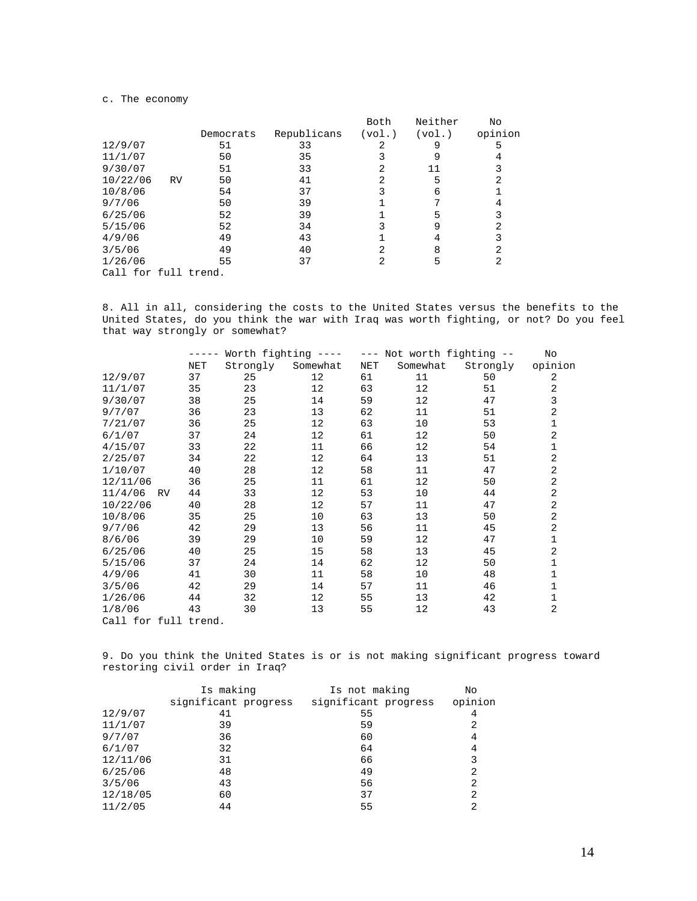c. The economy

| | Democrats | Republicans | Both (vol.) | Neither (vol.) | No opinion |
|---|---|---|---|---|---|
| 12/9/07 | 51 | 33 | 2 | 9 | 5 |
| 11/1/07 | 50 | 35 | 3 | 9 | 4 |
| 9/30/07 | 51 | 33 | 2 | 11 | 3 |
| 10/22/06 RV | 50 | 41 | 2 | 5 | 2 |
| 10/8/06 | 54 | 37 | 3 | 6 | 1 |
| 9/7/06 | 50 | 39 | 1 | 7 | 4 |
| 6/25/06 | 52 | 39 | 1 | 5 | 3 |
| 5/15/06 | 52 | 34 | 3 | 9 | 2 |
| 4/9/06 | 49 | 43 | 1 | 4 | 3 |
| 3/5/06 | 49 | 40 | 2 | 8 | 2 |
| 1/26/06 | 55 | 37 | 2 | 5 | 2 |

Call for full trend.

8. All in all, considering the costs to the United States versus the benefits to the United States, do you think the war with Iraq was worth fighting, or not? Do you feel that way strongly or somewhat?

| | ----- Worth fighting ---- | | | --- Not worth fighting -- | | | No |
|---|---|---|---|---|---|---|---|
| | NET | Strongly | Somewhat | NET | Somewhat | Strongly | opinion |
| 12/9/07 | 37 | 25 | 12 | 61 | 11 | 50 | 2 |
| 11/1/07 | 35 | 23 | 12 | 63 | 12 | 51 | 2 |
| 9/30/07 | 38 | 25 | 14 | 59 | 12 | 47 | 3 |
| 9/7/07 | 36 | 23 | 13 | 62 | 11 | 51 | 2 |
| 7/21/07 | 36 | 25 | 12 | 63 | 10 | 53 | 1 |
| 6/1/07 | 37 | 24 | 12 | 61 | 12 | 50 | 2 |
| 4/15/07 | 33 | 22 | 11 | 66 | 12 | 54 | 1 |
| 2/25/07 | 34 | 22 | 12 | 64 | 13 | 51 | 2 |
| 1/10/07 | 40 | 28 | 12 | 58 | 11 | 47 | 2 |
| 12/11/06 | 36 | 25 | 11 | 61 | 12 | 50 | 2 |
| 11/4/06 RV | 44 | 33 | 12 | 53 | 10 | 44 | 2 |
| 10/22/06 | 40 | 28 | 12 | 57 | 11 | 47 | 2 |
| 10/8/06 | 35 | 25 | 10 | 63 | 13 | 50 | 2 |
| 9/7/06 | 42 | 29 | 13 | 56 | 11 | 45 | 2 |
| 8/6/06 | 39 | 29 | 10 | 59 | 12 | 47 | 1 |
| 6/25/06 | 40 | 25 | 15 | 58 | 13 | 45 | 2 |
| 5/15/06 | 37 | 24 | 14 | 62 | 12 | 50 | 1 |
| 4/9/06 | 41 | 30 | 11 | 58 | 10 | 48 | 1 |
| 3/5/06 | 42 | 29 | 14 | 57 | 11 | 46 | 1 |
| 1/26/06 | 44 | 32 | 12 | 55 | 13 | 42 | 1 |
| 1/8/06 | 43 | 30 | 13 | 55 | 12 | 43 | 2 |

Call for full trend.

9. Do you think the United States is or is not making significant progress toward restoring civil order in Iraq?

| | Is making significant progress | Is not making significant progress | No opinion |
|---|---|---|---|
| 12/9/07 | 41 | 55 | 4 |
| 11/1/07 | 39 | 59 | 2 |
| 9/7/07 | 36 | 60 | 4 |
| 6/1/07 | 32 | 64 | 4 |
| 12/11/06 | 31 | 66 | 3 |
| 6/25/06 | 48 | 49 | 2 |
| 3/5/06 | 43 | 56 | 2 |
| 12/18/05 | 60 | 37 | 2 |
| 11/2/05 | 44 | 55 | 2 |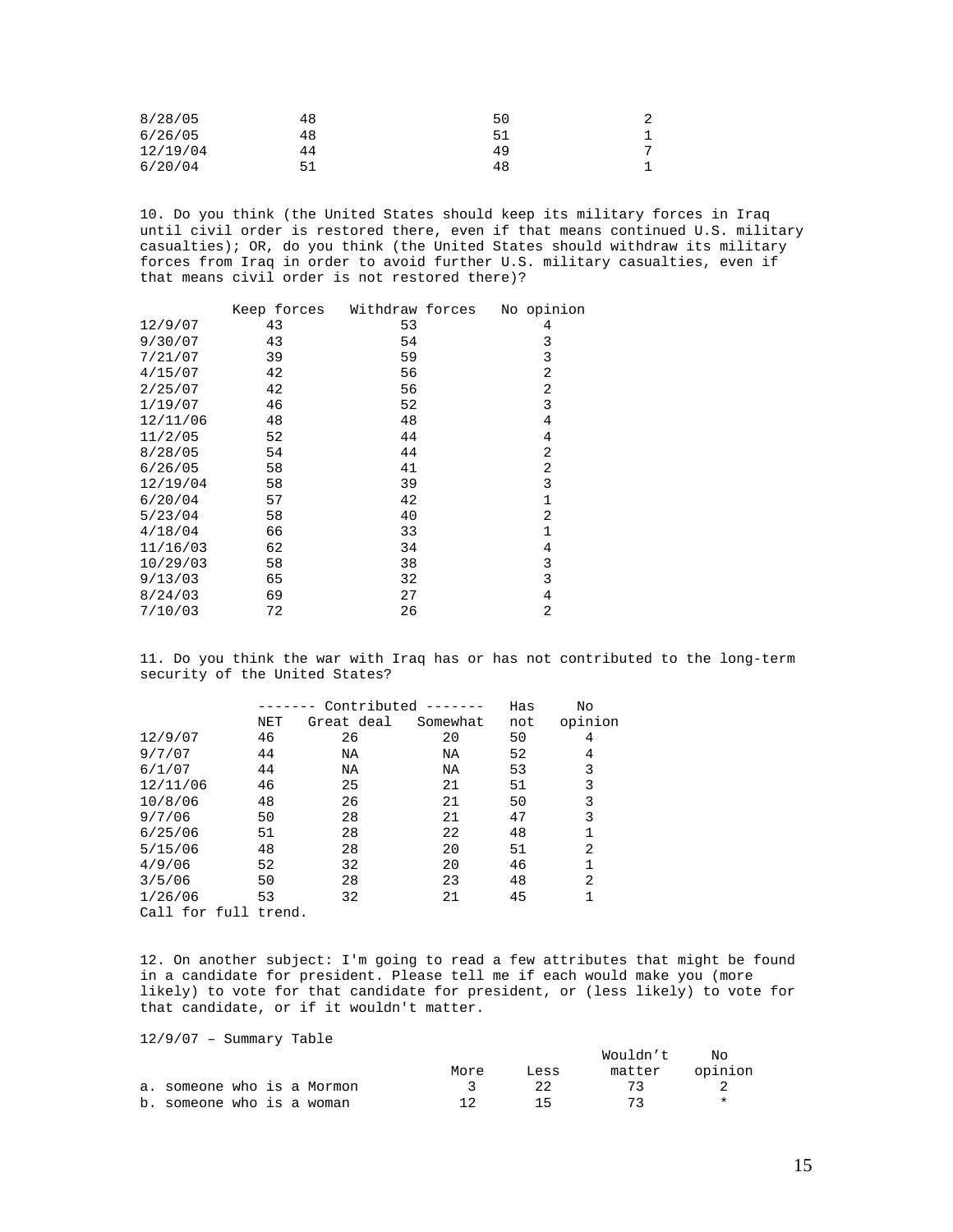| | | | |
|---|---|---|---|
| 8/28/05 | 48 | 50 | 2 |
| 6/26/05 | 48 | 51 | 1 |
| 12/19/04 | 44 | 49 | 7 |
| 6/20/04 | 51 | 48 | 1 |

10. Do you think (the United States should keep its military forces in Iraq until civil order is restored there, even if that means continued U.S. military casualties); OR, do you think (the United States should withdraw its military forces from Iraq in order to avoid further U.S. military casualties, even if that means civil order is not restored there)?

| | Keep forces | Withdraw forces | No opinion |
|---|---|---|---|
| 12/9/07 | 43 | 53 | 4 |
| 9/30/07 | 43 | 54 | 3 |
| 7/21/07 | 39 | 59 | 3 |
| 4/15/07 | 42 | 56 | 2 |
| 2/25/07 | 42 | 56 | 2 |
| 1/19/07 | 46 | 52 | 3 |
| 12/11/06 | 48 | 48 | 4 |
| 11/2/05 | 52 | 44 | 4 |
| 8/28/05 | 54 | 44 | 2 |
| 6/26/05 | 58 | 41 | 2 |
| 12/19/04 | 58 | 39 | 3 |
| 6/20/04 | 57 | 42 | 1 |
| 5/23/04 | 58 | 40 | 2 |
| 4/18/04 | 66 | 33 | 1 |
| 11/16/03 | 62 | 34 | 4 |
| 10/29/03 | 58 | 38 | 3 |
| 9/13/03 | 65 | 32 | 3 |
| 8/24/03 | 69 | 27 | 4 |
| 7/10/03 | 72 | 26 | 2 |

11. Do you think the war with Iraq has or has not contributed to the long-term security of the United States?

| | ------- Contributed ------- | | | Has | No |
|---|---|---|---|---|---|
| | NET | Great deal | Somewhat | not | opinion |
| 12/9/07 | 46 | 26 | 20 | 50 | 4 |
| 9/7/07 | 44 | NA | NA | 52 | 4 |
| 6/1/07 | 44 | NA | NA | 53 | 3 |
| 12/11/06 | 46 | 25 | 21 | 51 | 3 |
| 10/8/06 | 48 | 26 | 21 | 50 | 3 |
| 9/7/06 | 50 | 28 | 21 | 47 | 3 |
| 6/25/06 | 51 | 28 | 22 | 48 | 1 |
| 5/15/06 | 48 | 28 | 20 | 51 | 2 |
| 4/9/06 | 52 | 32 | 20 | 46 | 1 |
| 3/5/06 | 50 | 28 | 23 | 48 | 2 |
| 1/26/06 | 53 | 32 | 21 | 45 | 1 |

Call for full trend.

12. On another subject: I'm going to read a few attributes that might be found in a candidate for president. Please tell me if each would make you (more likely) to vote for that candidate for president, or (less likely) to vote for that candidate, or if it wouldn't matter.

12/9/07 – Summary Table

| | More | Less | Wouldn't matter | No opinion |
|---|---|---|---|---|
| a. someone who is a Mormon | 3 | 22 | 73 | 2 |
| b. someone who is a woman | 12 | 15 | 73 | * |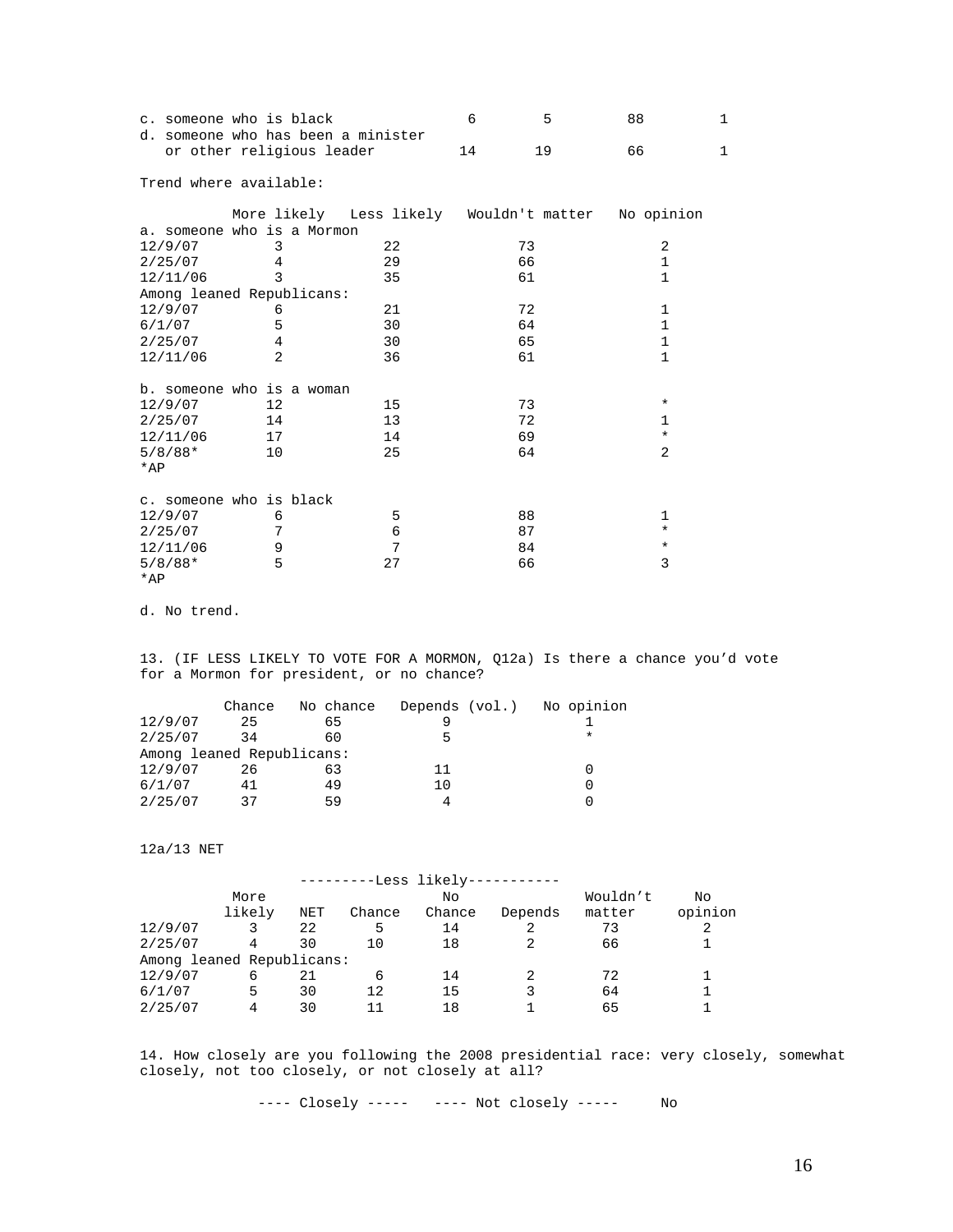| | | | | |
|---|---|---|---|---|
| c. someone who is black | 6 | 5 | 88 | 1 |
| d. someone who has been a minister or other religious leader | 14 | 19 | 66 | 1 |

Trend where available:

| | More likely | Less likely | Wouldn't matter | No opinion |
|---|---|---|---|---|
| a. someone who is a Mormon | | | | |
| 12/9/07 | 3 | 22 | 73 | 2 |
| 2/25/07 | 4 | 29 | 66 | 1 |
| 12/11/06 | 3 | 35 | 61 | 1 |
| Among leaned Republicans: | | | | |
| 12/9/07 | 6 | 21 | 72 | 1 |
| 6/1/07 | 5 | 30 | 64 | 1 |
| 2/25/07 | 4 | 30 | 65 | 1 |
| 12/11/06 | 2 | 36 | 61 | 1 |
| b. someone who is a woman | | | | |
| 12/9/07 | 12 | 15 | 73 | * |
| 2/25/07 | 14 | 13 | 72 | 1 |
| 12/11/06 | 17 | 14 | 69 | * |
| 5/8/88* | 10 | 25 | 64 | 2 |
| *AP | | | | |
| c. someone who is black | | | | |
| 12/9/07 | 6 | 5 | 88 | 1 |
| 2/25/07 | 7 | 6 | 87 | * |
| 12/11/06 | 9 | 7 | 84 | * |
| 5/8/88* | 5 | 27 | 66 | 3 |
| *AP | | | | |

d. No trend.

13. (IF LESS LIKELY TO VOTE FOR A MORMON, Q12a) Is there a chance you'd vote for a Mormon for president, or no chance?

| | Chance | No chance | Depends (vol.) | No opinion |
|---|---|---|---|---|
| 12/9/07 | 25 | 65 | 9 | 1 |
| 2/25/07 | 34 | 60 | 5 | * |
| Among leaned Republicans: | | | | |
| 12/9/07 | 26 | 63 | 11 | 0 |
| 6/1/07 | 41 | 49 | 10 | 0 |
| 2/25/07 | 37 | 59 | 4 | 0 |

12a/13 NET

| | | ---------Less likely----------- | | | | | |
|---|---|---|---|---|---|---|---|
| | More likely | NET | Chance | No Chance | Depends | Wouldn't matter | No opinion |
| 12/9/07 | 3 | 22 | 5 | 14 | 2 | 73 | 2 |
| 2/25/07 | 4 | 30 | 10 | 18 | 2 | 66 | 1 |
| Among leaned Republicans: | | | | | | | |
| 12/9/07 | 6 | 21 | 6 | 14 | 2 | 72 | 1 |
| 6/1/07 | 5 | 30 | 12 | 15 | 3 | 64 | 1 |
| 2/25/07 | 4 | 30 | 11 | 18 | 1 | 65 | 1 |

14. How closely are you following the 2008 presidential race: very closely, somewhat closely, not too closely, or not closely at all?

---- Closely ----- ---- Not closely ----- No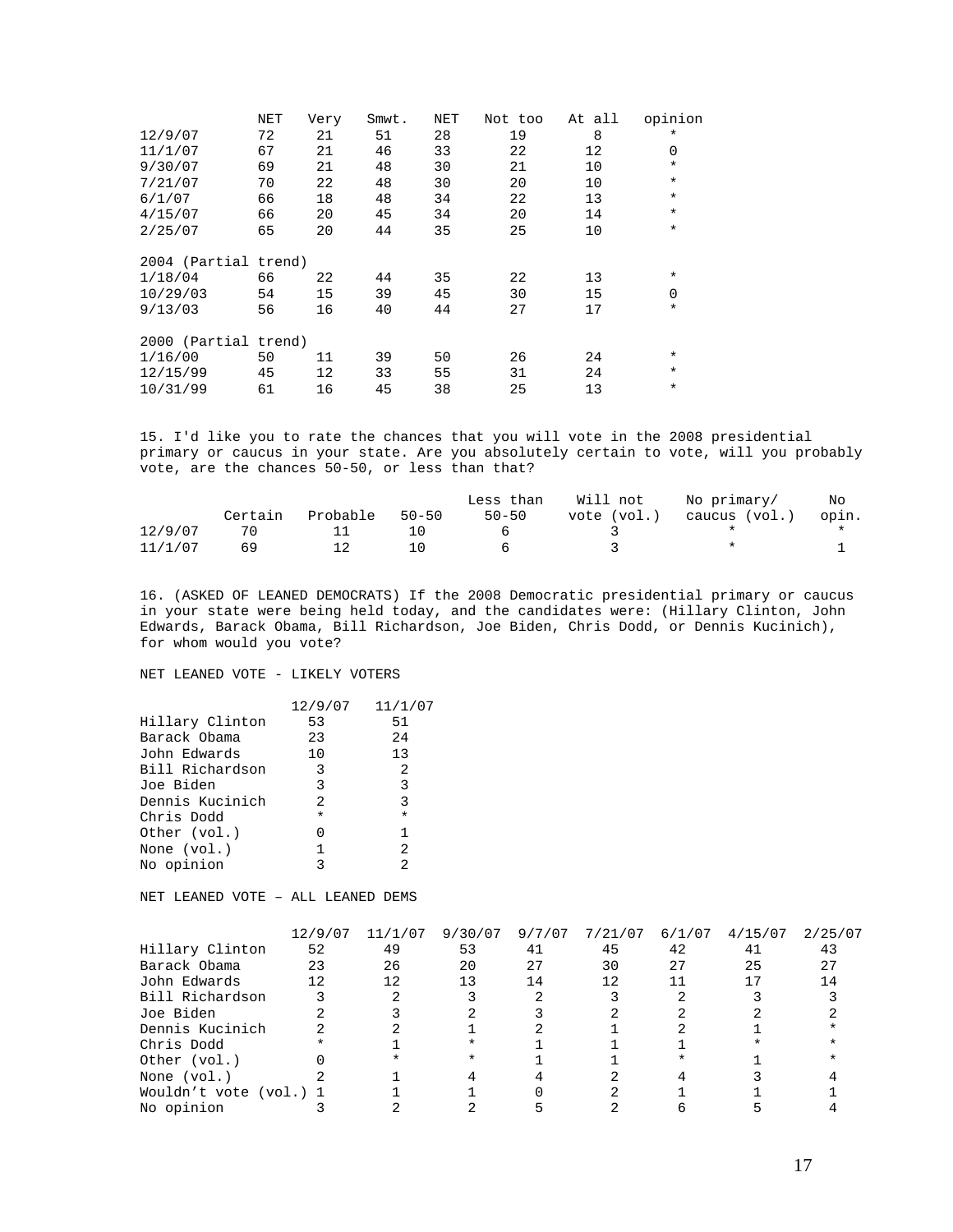| | NET | Very | Smwt. | NET | Not too | At all | opinion |
|---|---|---|---|---|---|---|---|
| 12/9/07 | 72 | 21 | 51 | 28 | 19 | 8 | * |
| 11/1/07 | 67 | 21 | 46 | 33 | 22 | 12 | 0 |
| 9/30/07 | 69 | 21 | 48 | 30 | 21 | 10 | * |
| 7/21/07 | 70 | 22 | 48 | 30 | 20 | 10 | * |
| 6/1/07 | 66 | 18 | 48 | 34 | 22 | 13 | * |
| 4/15/07 | 66 | 20 | 45 | 34 | 20 | 14 | * |
| 2/25/07 | 65 | 20 | 44 | 35 | 25 | 10 | * |
| 2004 (Partial trend) | | | | | | | |
| 1/18/04 | 66 | 22 | 44 | 35 | 22 | 13 | * |
| 10/29/03 | 54 | 15 | 39 | 45 | 30 | 15 | 0 |
| 9/13/03 | 56 | 16 | 40 | 44 | 27 | 17 | * |
| 2000 (Partial trend) | | | | | | | |
| 1/16/00 | 50 | 11 | 39 | 50 | 26 | 24 | * |
| 12/15/99 | 45 | 12 | 33 | 55 | 31 | 24 | * |
| 10/31/99 | 61 | 16 | 45 | 38 | 25 | 13 | * |

15. I'd like you to rate the chances that you will vote in the 2008 presidential primary or caucus in your state. Are you absolutely certain to vote, will you probably vote, are the chances 50-50, or less than that?

| | Certain | Probable | 50-50 | Less than 50-50 | Will not vote (vol.) | No primary/ caucus (vol.) | No opin. |
|---|---|---|---|---|---|---|---|
| 12/9/07 | 70 | 11 | 10 | 6 | 3 | * | * |
| 11/1/07 | 69 | 12 | 10 | 6 | 3 | * | 1 |

16. (ASKED OF LEANED DEMOCRATS) If the 2008 Democratic presidential primary or caucus in your state were being held today, and the candidates were: (Hillary Clinton, John Edwards, Barack Obama, Bill Richardson, Joe Biden, Chris Dodd, or Dennis Kucinich), for whom would you vote?

NET LEANED VOTE - LIKELY VOTERS

| | 12/9/07 | 11/1/07 |
|---|---|---|
| Hillary Clinton | 53 | 51 |
| Barack Obama | 23 | 24 |
| John Edwards | 10 | 13 |
| Bill Richardson | 3 | 2 |
| Joe Biden | 3 | 3 |
| Dennis Kucinich | 2 | 3 |
| Chris Dodd | * | * |
| Other (vol.) | 0 | 1 |
| None (vol.) | 1 | 2 |
| No opinion | 3 | 2 |

NET LEANED VOTE – ALL LEANED DEMS

| | 12/9/07 | 11/1/07 | 9/30/07 | 9/7/07 | 7/21/07 | 6/1/07 | 4/15/07 | 2/25/07 |
|---|---|---|---|---|---|---|---|---|
| Hillary Clinton | 52 | 49 | 53 | 41 | 45 | 42 | 41 | 43 |
| Barack Obama | 23 | 26 | 20 | 27 | 30 | 27 | 25 | 27 |
| John Edwards | 12 | 12 | 13 | 14 | 12 | 11 | 17 | 14 |
| Bill Richardson | 3 | 2 | 3 | 2 | 3 | 2 | 3 | 3 |
| Joe Biden | 2 | 3 | 2 | 3 | 2 | 2 | 2 | 2 |
| Dennis Kucinich | 2 | 2 | 1 | 2 | 1 | 2 | 1 | * |
| Chris Dodd | * | 1 | * | 1 | 1 | 1 | * | * |
| Other (vol.) | 0 | * | * | 1 | 1 | * | 1 | * |
| None (vol.) | 2 | 1 | 4 | 4 | 2 | 4 | 3 | 4 |
| Wouldn't vote (vol.) | 1 | 1 | 1 | 0 | 2 | 1 | 1 | 1 |
| No opinion | 3 | 2 | 2 | 5 | 2 | 6 | 5 | 4 |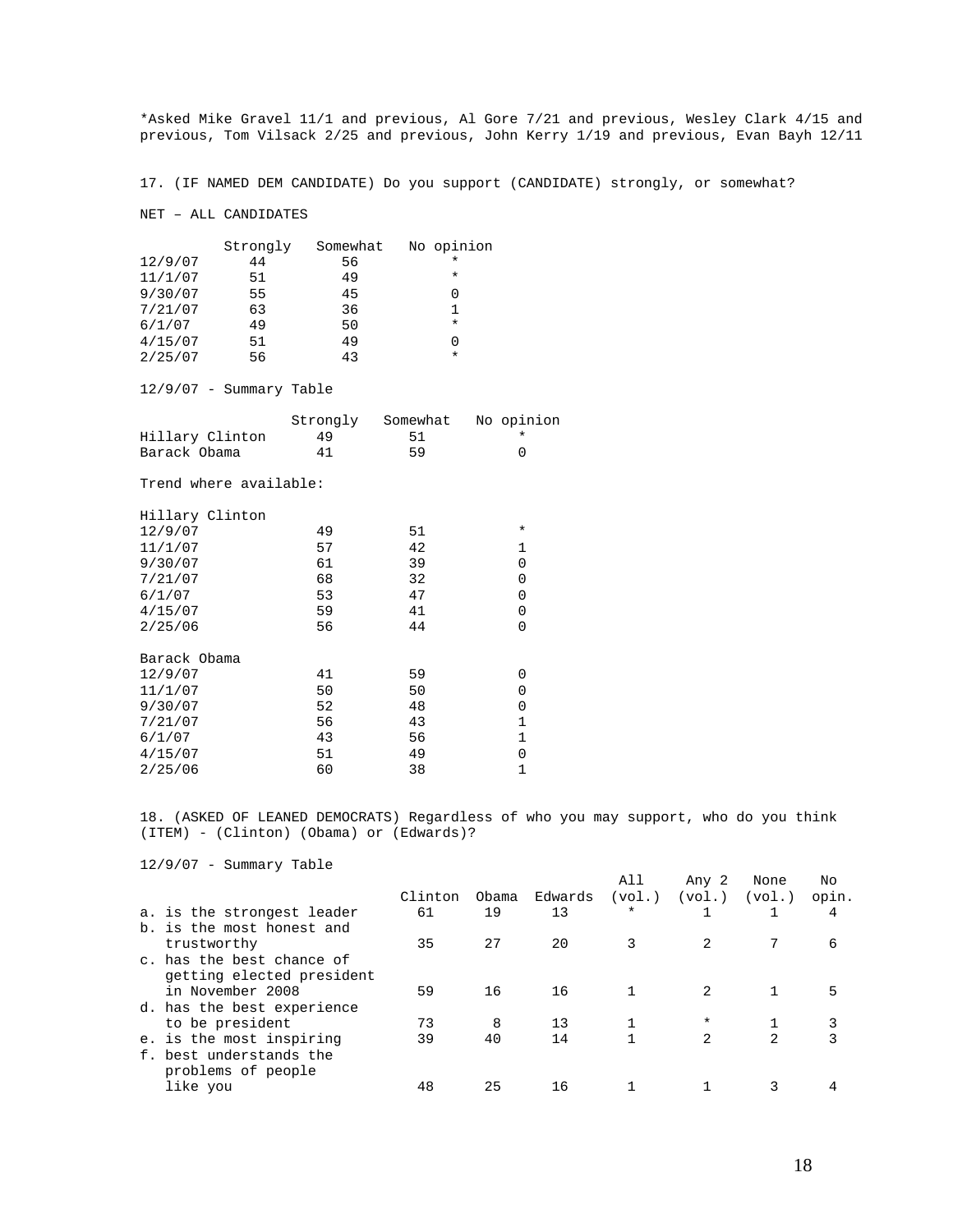*Asked Mike Gravel 11/1 and previous, Al Gore 7/21 and previous, Wesley Clark 4/15 and previous, Tom Vilsack 2/25 and previous, John Kerry 1/19 and previous, Evan Bayh 12/11

17. (IF NAMED DEM CANDIDATE) Do you support (CANDIDATE) strongly, or somewhat?

NET – ALL CANDIDATES

| | Strongly | Somewhat | No opinion |
|---|---|---|---|
| 12/9/07 | 44 | 56 | * |
| 11/1/07 | 51 | 49 | * |
| 9/30/07 | 55 | 45 | 0 |
| 7/21/07 | 63 | 36 | 1 |
| 6/1/07 | 49 | 50 | * |
| 4/15/07 | 51 | 49 | 0 |
| 2/25/07 | 56 | 43 | * |

12/9/07 - Summary Table

| | Strongly | Somewhat | No opinion |
|---|---|---|---|
| Hillary Clinton | 49 | 51 | * |
| Barack Obama | 41 | 59 | 0 |

Trend where available:

| | Strongly | Somewhat | No opinion |
|---|---|---|---|
| **Hillary Clinton** | | | |
| 12/9/07 | 49 | 51 | * |
| 11/1/07 | 57 | 42 | 1 |
| 9/30/07 | 61 | 39 | 0 |
| 7/21/07 | 68 | 32 | 0 |
| 6/1/07 | 53 | 47 | 0 |
| 4/15/07 | 59 | 41 | 0 |
| 2/25/06 | 56 | 44 | 0 |
| **Barack Obama** | | | |
| 12/9/07 | 41 | 59 | 0 |
| 11/1/07 | 50 | 50 | 0 |
| 9/30/07 | 52 | 48 | 0 |
| 7/21/07 | 56 | 43 | 1 |
| 6/1/07 | 43 | 56 | 1 |
| 4/15/07 | 51 | 49 | 0 |
| 2/25/06 | 60 | 38 | 1 |

18. (ASKED OF LEANED DEMOCRATS) Regardless of who you may support, who do you think (ITEM) - (Clinton) (Obama) or (Edwards)?

12/9/07 - Summary Table

| | Clinton | Obama | Edwards | All (vol.) | Any 2 (vol.) | None (vol.) | No opin. |
|---|---|---|---|---|---|---|---|
| a. is the strongest leader | 61 | 19 | 13 | * | 1 | 1 | 4 |
| b. is the most honest and trustworthy | 35 | 27 | 20 | 3 | 2 | 7 | 6 |
| c. has the best chance of getting elected president in November 2008 | 59 | 16 | 16 | 1 | 2 | 1 | 5 |
| d. has the best experience to be president | 73 | 8 | 13 | 1 | * | 1 | 3 |
| e. is the most inspiring | 39 | 40 | 14 | 1 | 2 | 2 | 3 |
| f. best understands the problems of people like you | 48 | 25 | 16 | 1 | 1 | 3 | 4 |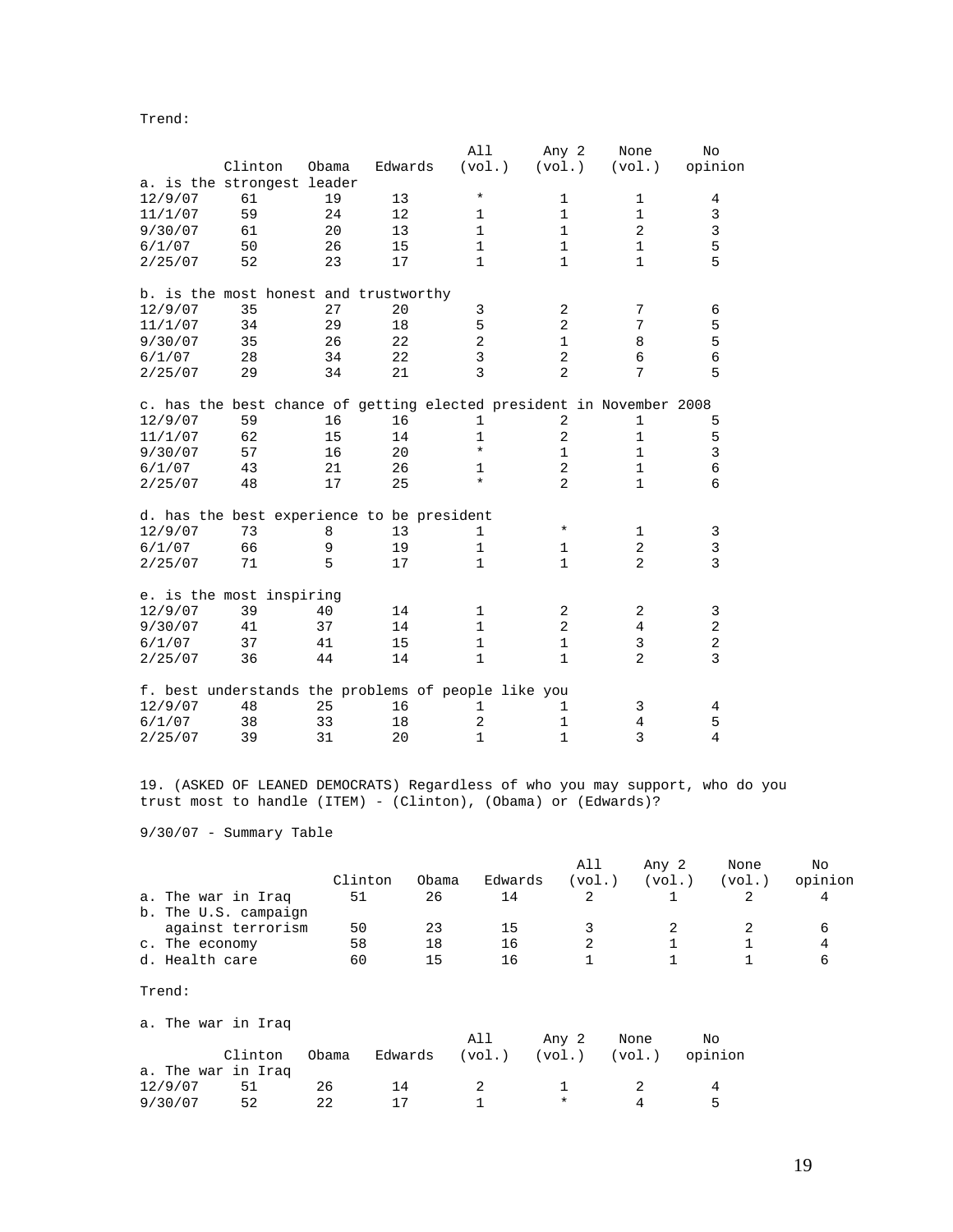Trend:

| | Clinton | Obama | Edwards | All (vol.) | Any 2 (vol.) | None (vol.) | No opinion |
|---|---|---|---|---|---|---|---|
| a. is the strongest leader | | | | | | | |
| 12/9/07 | 61 | 19 | 13 | * | 1 | 1 | 4 |
| 11/1/07 | 59 | 24 | 12 | 1 | 1 | 1 | 3 |
| 9/30/07 | 61 | 20 | 13 | 1 | 1 | 2 | 3 |
| 6/1/07 | 50 | 26 | 15 | 1 | 1 | 1 | 5 |
| 2/25/07 | 52 | 23 | 17 | 1 | 1 | 1 | 5 |
| b. is the most honest and trustworthy | | | | | | | |
| 12/9/07 | 35 | 27 | 20 | 3 | 2 | 7 | 6 |
| 11/1/07 | 34 | 29 | 18 | 5 | 2 | 7 | 5 |
| 9/30/07 | 35 | 26 | 22 | 2 | 1 | 8 | 5 |
| 6/1/07 | 28 | 34 | 22 | 3 | 2 | 6 | 6 |
| 2/25/07 | 29 | 34 | 21 | 3 | 2 | 7 | 5 |
| c. has the best chance of getting elected president in November 2008 | | | | | | | |
| 12/9/07 | 59 | 16 | 16 | 1 | 2 | 1 | 5 |
| 11/1/07 | 62 | 15 | 14 | 1 | 2 | 1 | 5 |
| 9/30/07 | 57 | 16 | 20 | * | 1 | 1 | 3 |
| 6/1/07 | 43 | 21 | 26 | 1 | 2 | 1 | 6 |
| 2/25/07 | 48 | 17 | 25 | * | 2 | 1 | 6 |
| d. has the best experience to be president | | | | | | | |
| 12/9/07 | 73 | 8 | 13 | 1 | * | 1 | 3 |
| 6/1/07 | 66 | 9 | 19 | 1 | 1 | 2 | 3 |
| 2/25/07 | 71 | 5 | 17 | 1 | 1 | 2 | 3 |
| e. is the most inspiring | | | | | | | |
| 12/9/07 | 39 | 40 | 14 | 1 | 2 | 2 | 3 |
| 9/30/07 | 41 | 37 | 14 | 1 | 2 | 4 | 2 |
| 6/1/07 | 37 | 41 | 15 | 1 | 1 | 3 | 2 |
| 2/25/07 | 36 | 44 | 14 | 1 | 1 | 2 | 3 |
| f. best understands the problems of people like you | | | | | | | |
| 12/9/07 | 48 | 25 | 16 | 1 | 1 | 3 | 4 |
| 6/1/07 | 38 | 33 | 18 | 2 | 1 | 4 | 5 |
| 2/25/07 | 39 | 31 | 20 | 1 | 1 | 3 | 4 |

19. (ASKED OF LEANED DEMOCRATS) Regardless of who you may support, who do you trust most to handle (ITEM) - (Clinton), (Obama) or (Edwards)?

9/30/07 - Summary Table

| | Clinton | Obama | Edwards | All (vol.) | Any 2 (vol.) | None (vol.) | No opinion |
|---|---|---|---|---|---|---|---|
| a. The war in Iraq | 51 | 26 | 14 | 2 | 1 | 2 | 4 |
| b. The U.S. campaign against terrorism | 50 | 23 | 15 | 3 | 2 | 2 | 6 |
| c. The economy | 58 | 18 | 16 | 2 | 1 | 1 | 4 |
| d. Health care | 60 | 15 | 16 | 1 | 1 | 1 | 6 |

Trend:

a. The war in Iraq

| | Clinton | Obama | Edwards | All (vol.) | Any 2 (vol.) | None (vol.) | No opinion |
|---|---|---|---|---|---|---|---|
| a. The war in Iraq | | | | | | | |
| 12/9/07 | 51 | 26 | 14 | 2 | 1 | 2 | 4 |
| 9/30/07 | 52 | 22 | 17 | 1 | * | 4 | 5 |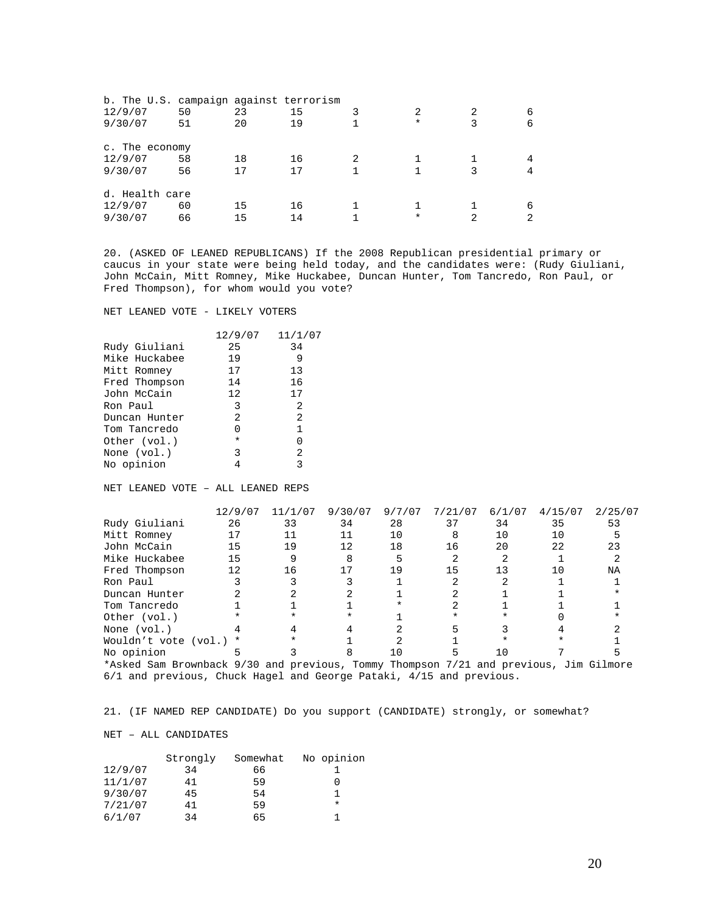b. The U.S. campaign against terrorism

| | | | | | | | |
|---|---|---|---|---|---|---|---|
| 12/9/07 | 50 | 23 | 15 | 3 | 2 | 2 | 6 |
| 9/30/07 | 51 | 20 | 19 | 1 | * | 3 | 6 |

c. The economy

| | | | | | | | |
|---|---|---|---|---|---|---|---|
| 12/9/07 | 58 | 18 | 16 | 2 | 1 | 1 | 4 |
| 9/30/07 | 56 | 17 | 17 | 1 | 1 | 3 | 4 |

d. Health care

| | | | | | | | |
|---|---|---|---|---|---|---|---|
| 12/9/07 | 60 | 15 | 16 | 1 | 1 | 1 | 6 |
| 9/30/07 | 66 | 15 | 14 | 1 | * | 2 | 2 |

20. (ASKED OF LEANED REPUBLICANS) If the 2008 Republican presidential primary or caucus in your state were being held today, and the candidates were: (Rudy Giuliani, John McCain, Mitt Romney, Mike Huckabee, Duncan Hunter, Tom Tancredo, Ron Paul, or Fred Thompson), for whom would you vote?

NET LEANED VOTE - LIKELY VOTERS

| | 12/9/07 | 11/1/07 |
|---|---|---|
| Rudy Giuliani | 25 | 34 |
| Mike Huckabee | 19 | 9 |
| Mitt Romney | 17 | 13 |
| Fred Thompson | 14 | 16 |
| John McCain | 12 | 17 |
| Ron Paul | 3 | 2 |
| Duncan Hunter | 2 | 2 |
| Tom Tancredo | 0 | 1 |
| Other (vol.) | * | 0 |
| None (vol.) | 3 | 2 |
| No opinion | 4 | 3 |

NET LEANED VOTE – ALL LEANED REPS

| | 12/9/07 | 11/1/07 | 9/30/07 | 9/7/07 | 7/21/07 | 6/1/07 | 4/15/07 | 2/25/07 |
|---|---|---|---|---|---|---|---|---|
| Rudy Giuliani | 26 | 33 | 34 | 28 | 37 | 34 | 35 | 53 |
| Mitt Romney | 17 | 11 | 11 | 10 | 8 | 10 | 10 | 5 |
| John McCain | 15 | 19 | 12 | 18 | 16 | 20 | 22 | 23 |
| Mike Huckabee | 15 | 9 | 8 | 5 | 2 | 2 | 1 | 2 |
| Fred Thompson | 12 | 16 | 17 | 19 | 15 | 13 | 10 | NA |
| Ron Paul | 3 | 3 | 3 | 1 | 2 | 2 | 1 | 1 |
| Duncan Hunter | 2 | 2 | 2 | 1 | 2 | 1 | 1 | * |
| Tom Tancredo | 1 | 1 | 1 | * | 2 | 1 | 1 | 1 |
| Other (vol.) | * | * | * | 1 | * | * | 0 | * |
| None (vol.) | 4 | 4 | 4 | 2 | 5 | 3 | 4 | 2 |
| Wouldn't vote (vol.) | * | * | 1 | 2 | 1 | * | * | 1 |
| No opinion | 5 | 3 | 8 | 10 | 5 | 10 | 7 | 5 |

*Asked Sam Brownback 9/30 and previous, Tommy Thompson 7/21 and previous, Jim Gilmore 6/1 and previous, Chuck Hagel and George Pataki, 4/15 and previous.

21. (IF NAMED REP CANDIDATE) Do you support (CANDIDATE) strongly, or somewhat?

NET – ALL CANDIDATES

| | Strongly | Somewhat | No opinion |
|---|---|---|---|
| 12/9/07 | 34 | 66 | 1 |
| 11/1/07 | 41 | 59 | 0 |
| 9/30/07 | 45 | 54 | 1 |
| 7/21/07 | 41 | 59 | * |
| 6/1/07 | 34 | 65 | 1 |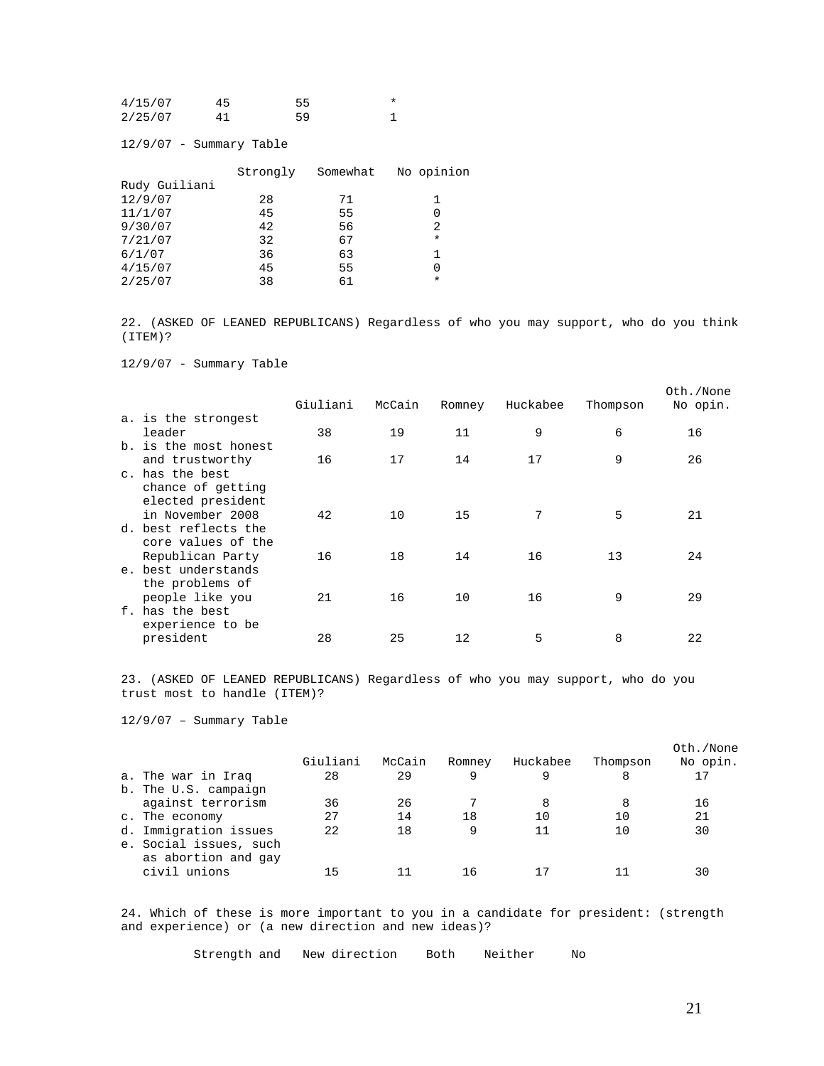| | | | |
|---|---|---|---|
| 4/15/07 | 45 | 55 | * |
| 2/25/07 | 41 | 59 | 1 |

12/9/07 - Summary Table

| | Strongly | Somewhat | No opinion |
|---|---|---|---|
| Rudy Guiliani | | | |
| 12/9/07 | 28 | 71 | 1 |
| 11/1/07 | 45 | 55 | 0 |
| 9/30/07 | 42 | 56 | 2 |
| 7/21/07 | 32 | 67 | * |
| 6/1/07 | 36 | 63 | 1 |
| 4/15/07 | 45 | 55 | 0 |
| 2/25/07 | 38 | 61 | * |

22. (ASKED OF LEANED REPUBLICANS) Regardless of who you may support, who do you think (ITEM)?

12/9/07 - Summary Table

| | Giuliani | McCain | Romney | Huckabee | Thompson | Oth./None No opin. |
|---|---|---|---|---|---|---|
| a. is the strongest leader | 38 | 19 | 11 | 9 | 6 | 16 |
| b. is the most honest and trustworthy | 16 | 17 | 14 | 17 | 9 | 26 |
| c. has the best chance of getting elected president in November 2008 | 42 | 10 | 15 | 7 | 5 | 21 |
| d. best reflects the core values of the Republican Party | 16 | 18 | 14 | 16 | 13 | 24 |
| e. best understands the problems of people like you | 21 | 16 | 10 | 16 | 9 | 29 |
| f. has the best experience to be president | 28 | 25 | 12 | 5 | 8 | 22 |

23. (ASKED OF LEANED REPUBLICANS) Regardless of who you may support, who do you trust most to handle (ITEM)?

12/9/07 – Summary Table

| | Giuliani | McCain | Romney | Huckabee | Thompson | Oth./None No opin. |
|---|---|---|---|---|---|---|
| a. The war in Iraq | 28 | 29 | 9 | 9 | 8 | 17 |
| b. The U.S. campaign against terrorism | 36 | 26 | 7 | 8 | 8 | 16 |
| c. The economy | 27 | 14 | 18 | 10 | 10 | 21 |
| d. Immigration issues | 22 | 18 | 9 | 11 | 10 | 30 |
| e. Social issues, such as abortion and gay civil unions | 15 | 11 | 16 | 17 | 11 | 30 |

24. Which of these is more important to you in a candidate for president: (strength and experience) or (a new direction and new ideas)?

| Strength and | New direction | Both | Neither | No |
|---|---|---|---|---|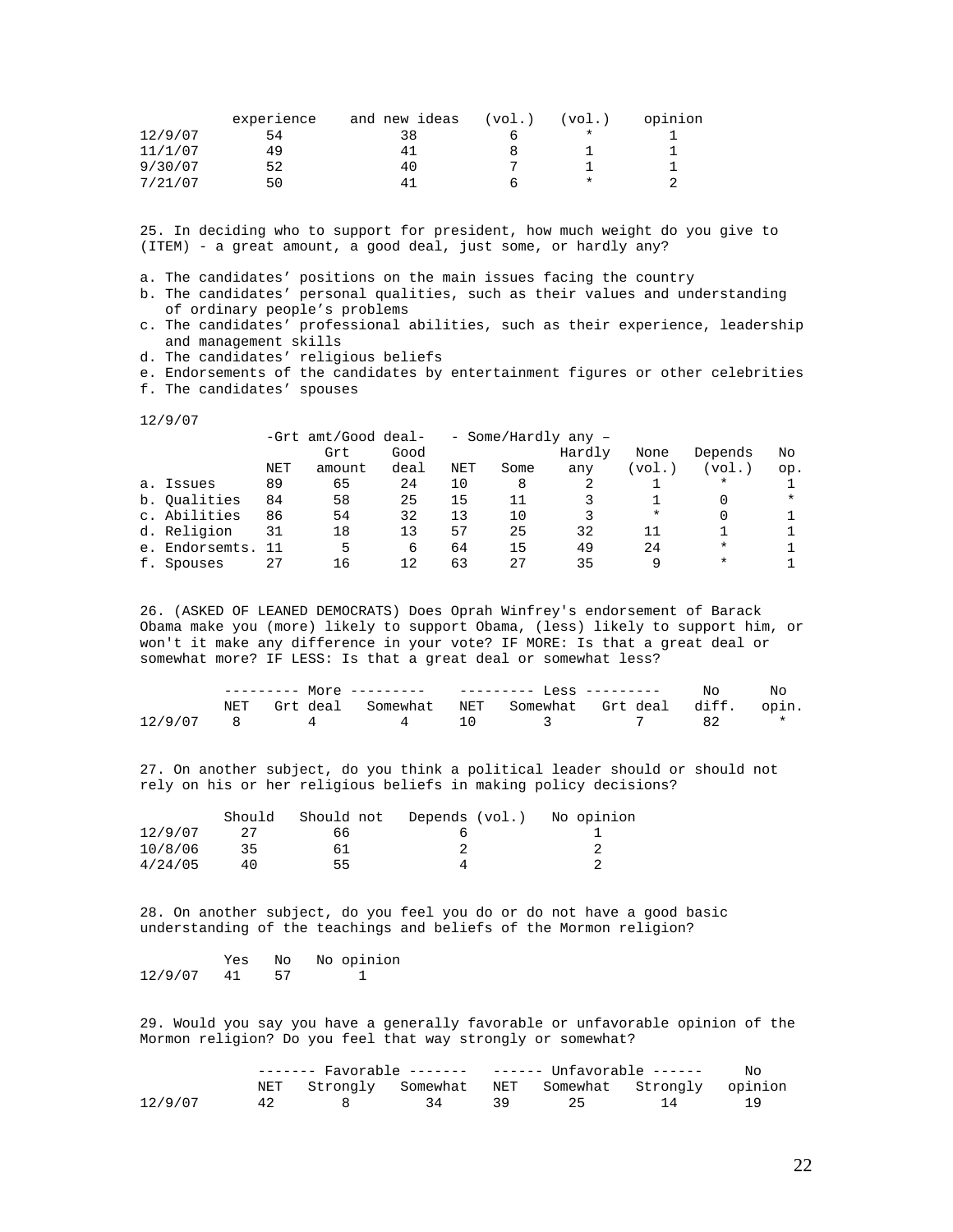| | experience | and new ideas | (vol.) | (vol.) | opinion |
|---|---|---|---|---|---|
| 12/9/07 | 54 | 38 | 6 | * | 1 |
| 11/1/07 | 49 | 41 | 8 | 1 | 1 |
| 9/30/07 | 52 | 40 | 7 | 1 | 1 |
| 7/21/07 | 50 | 41 | 6 | * | 2 |

25. In deciding who to support for president, how much weight do you give to (ITEM) - a great amount, a good deal, just some, or hardly any?

a. The candidates' positions on the main issues facing the country
b. The candidates' personal qualities, such as their values and understanding of ordinary people's problems
c. The candidates' professional abilities, such as their experience, leadership and management skills
d. The candidates' religious beliefs
e. Endorsements of the candidates by entertainment figures or other celebrities
f. The candidates' spouses

12/9/07

| | -Grt amt/Good deal- | | | - Some/Hardly any – | | | | | |
|---|---|---|---|---|---|---|---|---|---|
| | NET | Grt amount | Good deal | NET | Some | Hardly any | None (vol.) | Depends (vol.) | No op. |
| a. Issues | 89 | 65 | 24 | 10 | 8 | 2 | 1 | * | 1 |
| b. Qualities | 84 | 58 | 25 | 15 | 11 | 3 | 1 | 0 | * |
| c. Abilities | 86 | 54 | 32 | 13 | 10 | 3 | * | 0 | 1 |
| d. Religion | 31 | 18 | 13 | 57 | 25 | 32 | 11 | 1 | 1 |
| e. Endorsemts. | 11 | 5 | 6 | 64 | 15 | 49 | 24 | * | 1 |
| f. Spouses | 27 | 16 | 12 | 63 | 27 | 35 | 9 | * | 1 |

26. (ASKED OF LEANED DEMOCRATS) Does Oprah Winfrey's endorsement of Barack Obama make you (more) likely to support Obama, (less) likely to support him, or won't it make any difference in your vote? IF MORE: Is that a great deal or somewhat more? IF LESS: Is that a great deal or somewhat less?

| | --------- More --------- | | | --------- Less --------- | | | No | No |
|---|---|---|---|---|---|---|---|---|
| | NET | Grt deal | Somewhat | NET | Somewhat | Grt deal | diff. | opin. |
| 12/9/07 | 8 | 4 | 4 | 10 | 3 | 7 | 82 | * |

27. On another subject, do you think a political leader should or should not rely on his or her religious beliefs in making policy decisions?

| | Should | Should not | Depends (vol.) | No opinion |
|---|---|---|---|---|
| 12/9/07 | 27 | 66 | 6 | 1 |
| 10/8/06 | 35 | 61 | 2 | 2 |
| 4/24/05 | 40 | 55 | 4 | 2 |

28. On another subject, do you feel you do or do not have a good basic understanding of the teachings and beliefs of the Mormon religion?

| | Yes | No | No opinion |
|---|---|---|---|
| 12/9/07 | 41 | 57 | 1 |

29. Would you say you have a generally favorable or unfavorable opinion of the Mormon religion? Do you feel that way strongly or somewhat?

| | ------- Favorable ------- | | | ------ Unfavorable ------ | | | No |
|---|---|---|---|---|---|---|---|
| | NET | Strongly | Somewhat | NET | Somewhat | Strongly | opinion |
| 12/9/07 | 42 | 8 | 34 | 39 | 25 | 14 | 19 |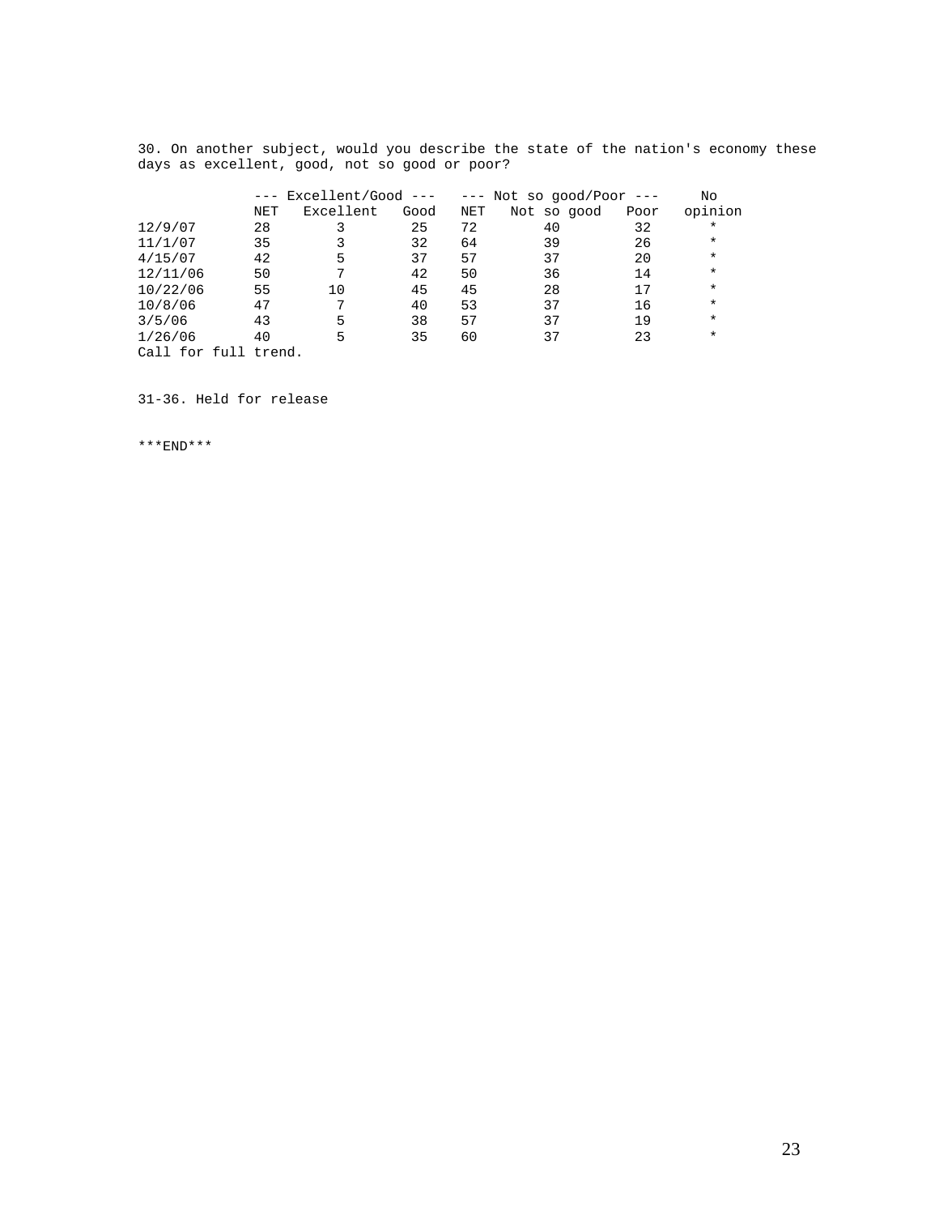30. On another subject, would you describe the state of the nation's economy these days as excellent, good, not so good or poor?

| | --- Excellent/Good --- | | | --- Not so good/Poor --- | | | No |
|---|---|---|---|---|---|---|---|
| | NET | Excellent | Good | NET | Not so good | Poor | opinion |
| 12/9/07 | 28 | 3 | 25 | 72 | 40 | 32 | * |
| 11/1/07 | 35 | 3 | 32 | 64 | 39 | 26 | * |
| 4/15/07 | 42 | 5 | 37 | 57 | 37 | 20 | * |
| 12/11/06 | 50 | 7 | 42 | 50 | 36 | 14 | * |
| 10/22/06 | 55 | 10 | 45 | 45 | 28 | 17 | * |
| 10/8/06 | 47 | 7 | 40 | 53 | 37 | 16 | * |
| 3/5/06 | 43 | 5 | 38 | 57 | 37 | 19 | * |
| 1/26/06 | 40 | 5 | 35 | 60 | 37 | 23 | * |

Call for full trend.

31-36. Held for release

***END***